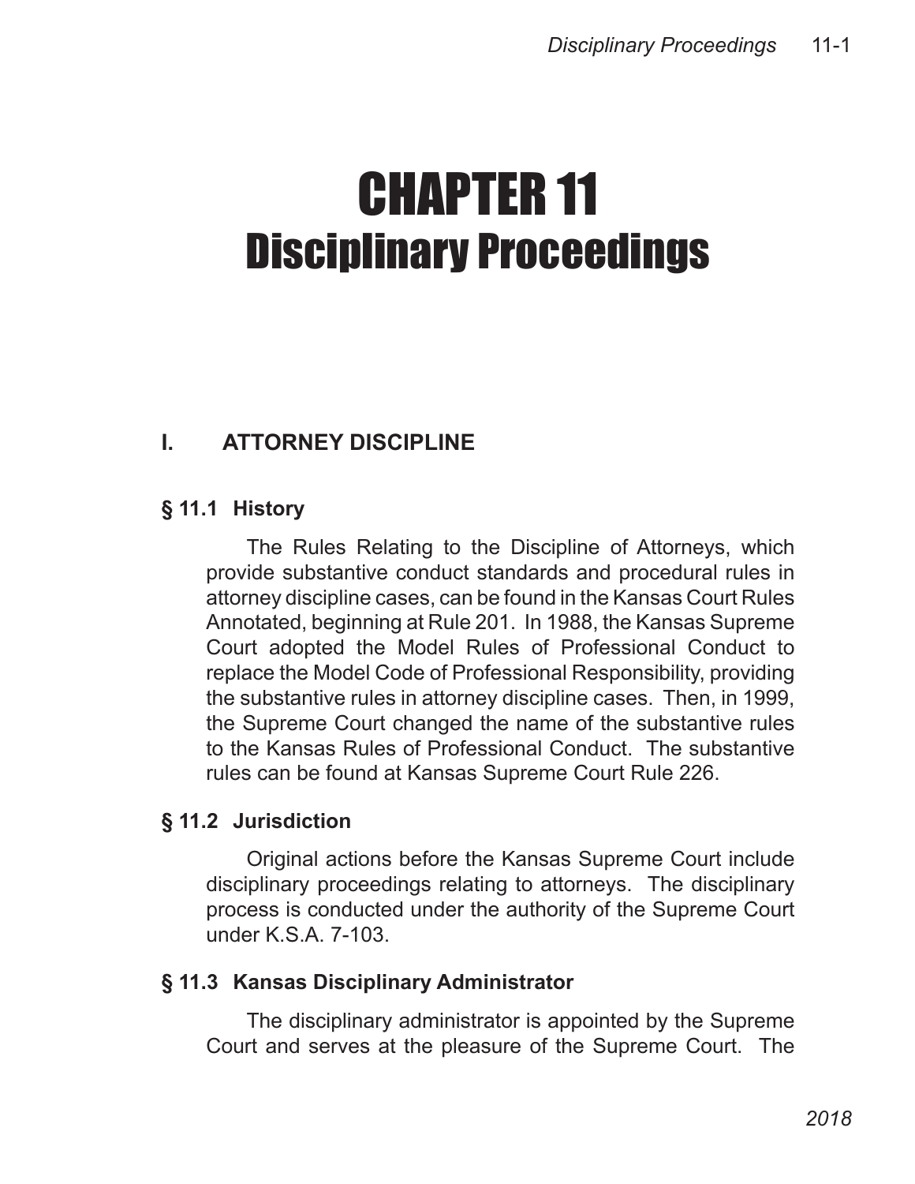# CHAPTER 11
# Disciplinary Proceedings

## I. ATTORNEY DISCIPLINE

### § 11.1 History

The Rules Relating to the Discipline of Attorneys, which provide substantive conduct standards and procedural rules in attorney discipline cases, can be found in the Kansas Court Rules Annotated, beginning at Rule 201. In 1988, the Kansas Supreme Court adopted the Model Rules of Professional Conduct to replace the Model Code of Professional Responsibility, providing the substantive rules in attorney discipline cases. Then, in 1999, the Supreme Court changed the name of the substantive rules to the Kansas Rules of Professional Conduct. The substantive rules can be found at Kansas Supreme Court Rule 226.

### § 11.2 Jurisdiction

Original actions before the Kansas Supreme Court include disciplinary proceedings relating to attorneys. The disciplinary process is conducted under the authority of the Supreme Court under K.S.A. 7-103.

### § 11.3 Kansas Disciplinary Administrator

The disciplinary administrator is appointed by the Supreme Court and serves at the pleasure of the Supreme Court. The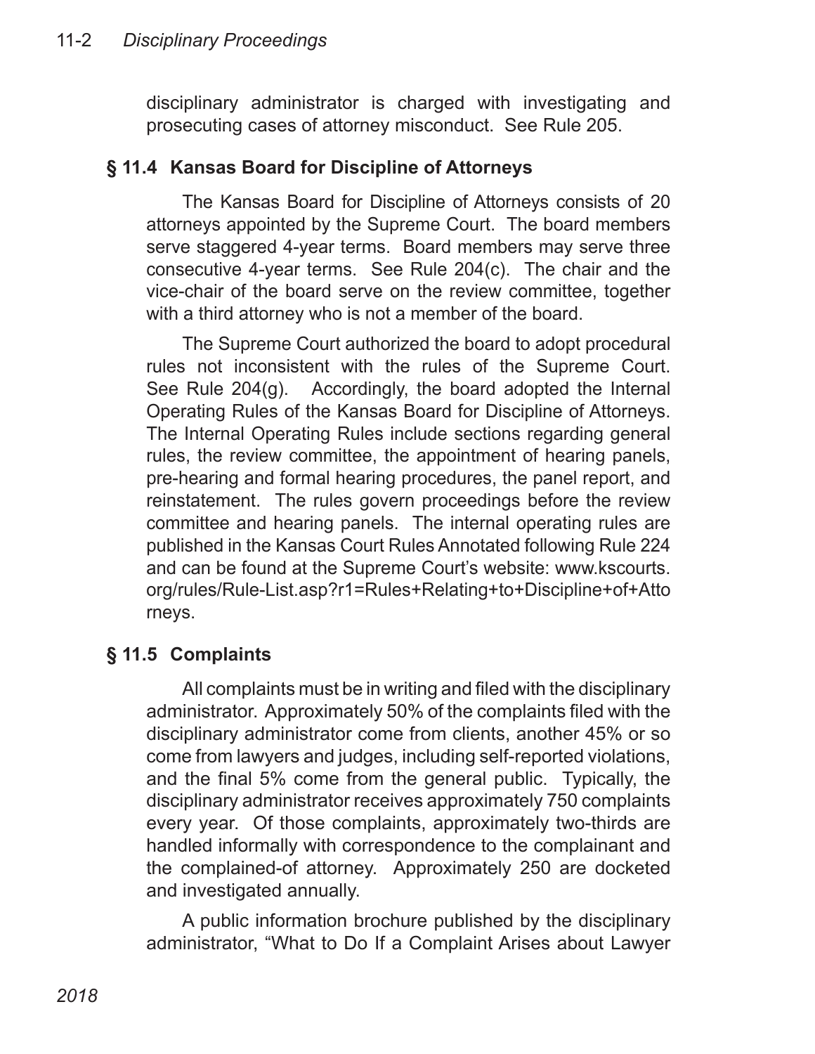disciplinary administrator is charged with investigating and prosecuting cases of attorney misconduct. See Rule 205.

## § 11.4 Kansas Board for Discipline of Attorneys

The Kansas Board for Discipline of Attorneys consists of 20 attorneys appointed by the Supreme Court. The board members serve staggered 4-year terms. Board members may serve three consecutive 4-year terms. See Rule 204(c). The chair and the vice-chair of the board serve on the review committee, together with a third attorney who is not a member of the board.

The Supreme Court authorized the board to adopt procedural rules not inconsistent with the rules of the Supreme Court. See Rule 204(g). Accordingly, the board adopted the Internal Operating Rules of the Kansas Board for Discipline of Attorneys. The Internal Operating Rules include sections regarding general rules, the review committee, the appointment of hearing panels, pre-hearing and formal hearing procedures, the panel report, and reinstatement. The rules govern proceedings before the review committee and hearing panels. The internal operating rules are published in the Kansas Court Rules Annotated following Rule 224 and can be found at the Supreme Court's website: www.kscourts.org/rules/Rule-List.asp?r1=Rules+Relating+to+Discipline+of+Attorneys.

## § 11.5 Complaints

All complaints must be in writing and filed with the disciplinary administrator. Approximately 50% of the complaints filed with the disciplinary administrator come from clients, another 45% or so come from lawyers and judges, including self-reported violations, and the final 5% come from the general public. Typically, the disciplinary administrator receives approximately 750 complaints every year. Of those complaints, approximately two-thirds are handled informally with correspondence to the complainant and the complained-of attorney. Approximately 250 are docketed and investigated annually.

A public information brochure published by the disciplinary administrator, "What to Do If a Complaint Arises about Lawyer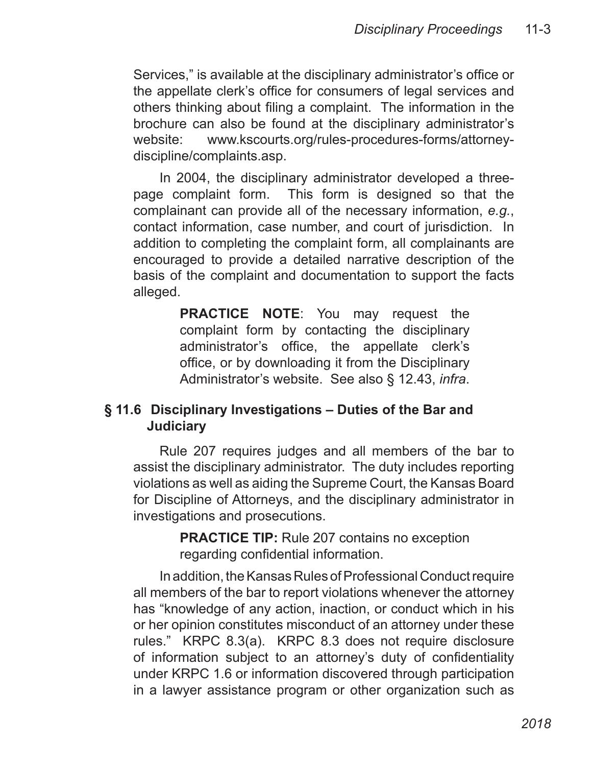Services," is available at the disciplinary administrator's office or the appellate clerk's office for consumers of legal services and others thinking about filing a complaint. The information in the brochure can also be found at the disciplinary administrator's website: www.kscourts.org/rules-procedures-forms/attorney-discipline/complaints.asp.

In 2004, the disciplinary administrator developed a three-page complaint form. This form is designed so that the complainant can provide all of the necessary information, *e.g.*, contact information, case number, and court of jurisdiction. In addition to completing the complaint form, all complainants are encouraged to provide a detailed narrative description of the basis of the complaint and documentation to support the facts alleged.

> **PRACTICE NOTE**: You may request the complaint form by contacting the disciplinary administrator's office, the appellate clerk's office, or by downloading it from the Disciplinary Administrator's website. See also § 12.43, *infra*.

## § 11.6 Disciplinary Investigations – Duties of the Bar and Judiciary

Rule 207 requires judges and all members of the bar to assist the disciplinary administrator. The duty includes reporting violations as well as aiding the Supreme Court, the Kansas Board for Discipline of Attorneys, and the disciplinary administrator in investigations and prosecutions.

> **PRACTICE TIP:** Rule 207 contains no exception regarding confidential information.

In addition, the Kansas Rules of Professional Conduct require all members of the bar to report violations whenever the attorney has "knowledge of any action, inaction, or conduct which in his or her opinion constitutes misconduct of an attorney under these rules." KRPC 8.3(a). KRPC 8.3 does not require disclosure of information subject to an attorney's duty of confidentiality under KRPC 1.6 or information discovered through participation in a lawyer assistance program or other organization such as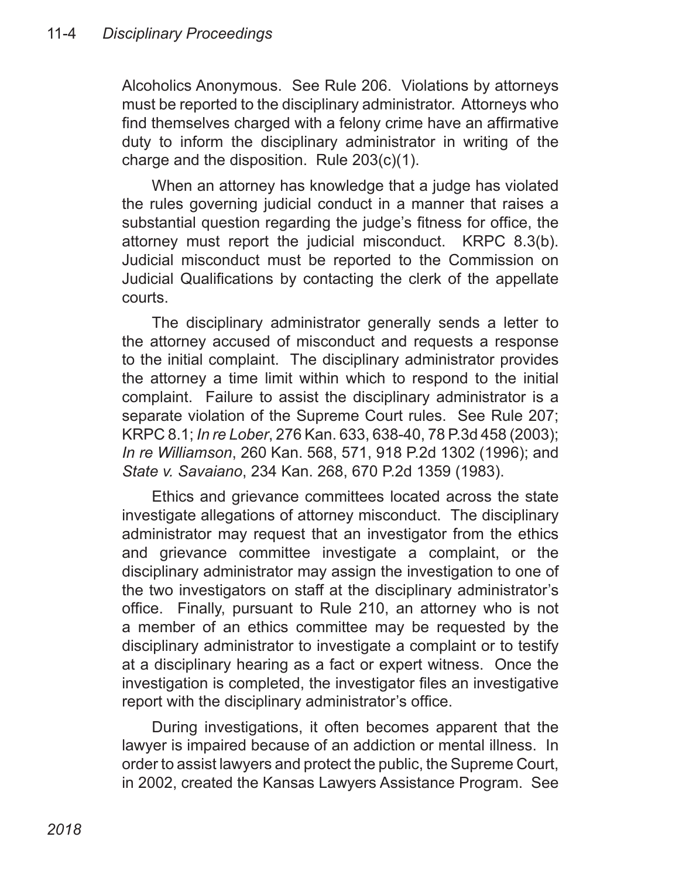Alcoholics Anonymous. See Rule 206. Violations by attorneys must be reported to the disciplinary administrator. Attorneys who find themselves charged with a felony crime have an affirmative duty to inform the disciplinary administrator in writing of the charge and the disposition. Rule 203(c)(1).

When an attorney has knowledge that a judge has violated the rules governing judicial conduct in a manner that raises a substantial question regarding the judge's fitness for office, the attorney must report the judicial misconduct. KRPC 8.3(b). Judicial misconduct must be reported to the Commission on Judicial Qualifications by contacting the clerk of the appellate courts.

The disciplinary administrator generally sends a letter to the attorney accused of misconduct and requests a response to the initial complaint. The disciplinary administrator provides the attorney a time limit within which to respond to the initial complaint. Failure to assist the disciplinary administrator is a separate violation of the Supreme Court rules. See Rule 207; KRPC 8.1; *In re Lober*, 276 Kan. 633, 638-40, 78 P.3d 458 (2003); *In re Williamson*, 260 Kan. 568, 571, 918 P.2d 1302 (1996); and *State v. Savaiano*, 234 Kan. 268, 670 P.2d 1359 (1983).

Ethics and grievance committees located across the state investigate allegations of attorney misconduct. The disciplinary administrator may request that an investigator from the ethics and grievance committee investigate a complaint, or the disciplinary administrator may assign the investigation to one of the two investigators on staff at the disciplinary administrator's office. Finally, pursuant to Rule 210, an attorney who is not a member of an ethics committee may be requested by the disciplinary administrator to investigate a complaint or to testify at a disciplinary hearing as a fact or expert witness. Once the investigation is completed, the investigator files an investigative report with the disciplinary administrator's office.

During investigations, it often becomes apparent that the lawyer is impaired because of an addiction or mental illness. In order to assist lawyers and protect the public, the Supreme Court, in 2002, created the Kansas Lawyers Assistance Program. See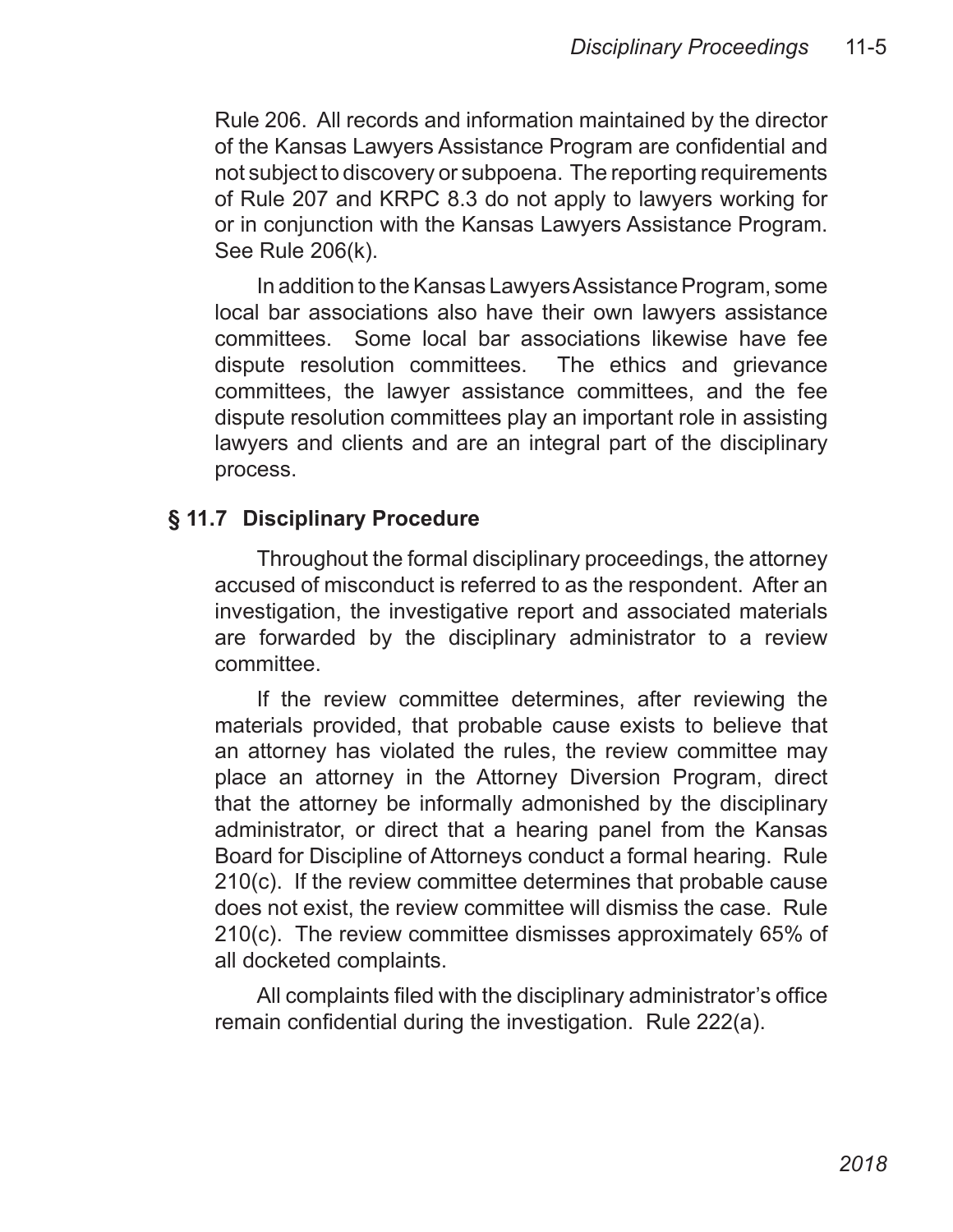Rule 206. All records and information maintained by the director of the Kansas Lawyers Assistance Program are confidential and not subject to discovery or subpoena. The reporting requirements of Rule 207 and KRPC 8.3 do not apply to lawyers working for or in conjunction with the Kansas Lawyers Assistance Program. See Rule 206(k).

In addition to the Kansas Lawyers Assistance Program, some local bar associations also have their own lawyers assistance committees. Some local bar associations likewise have fee dispute resolution committees. The ethics and grievance committees, the lawyer assistance committees, and the fee dispute resolution committees play an important role in assisting lawyers and clients and are an integral part of the disciplinary process.

## § 11.7 Disciplinary Procedure

Throughout the formal disciplinary proceedings, the attorney accused of misconduct is referred to as the respondent. After an investigation, the investigative report and associated materials are forwarded by the disciplinary administrator to a review committee.

If the review committee determines, after reviewing the materials provided, that probable cause exists to believe that an attorney has violated the rules, the review committee may place an attorney in the Attorney Diversion Program, direct that the attorney be informally admonished by the disciplinary administrator, or direct that a hearing panel from the Kansas Board for Discipline of Attorneys conduct a formal hearing. Rule 210(c). If the review committee determines that probable cause does not exist, the review committee will dismiss the case. Rule 210(c). The review committee dismisses approximately 65% of all docketed complaints.

All complaints filed with the disciplinary administrator's office remain confidential during the investigation. Rule 222(a).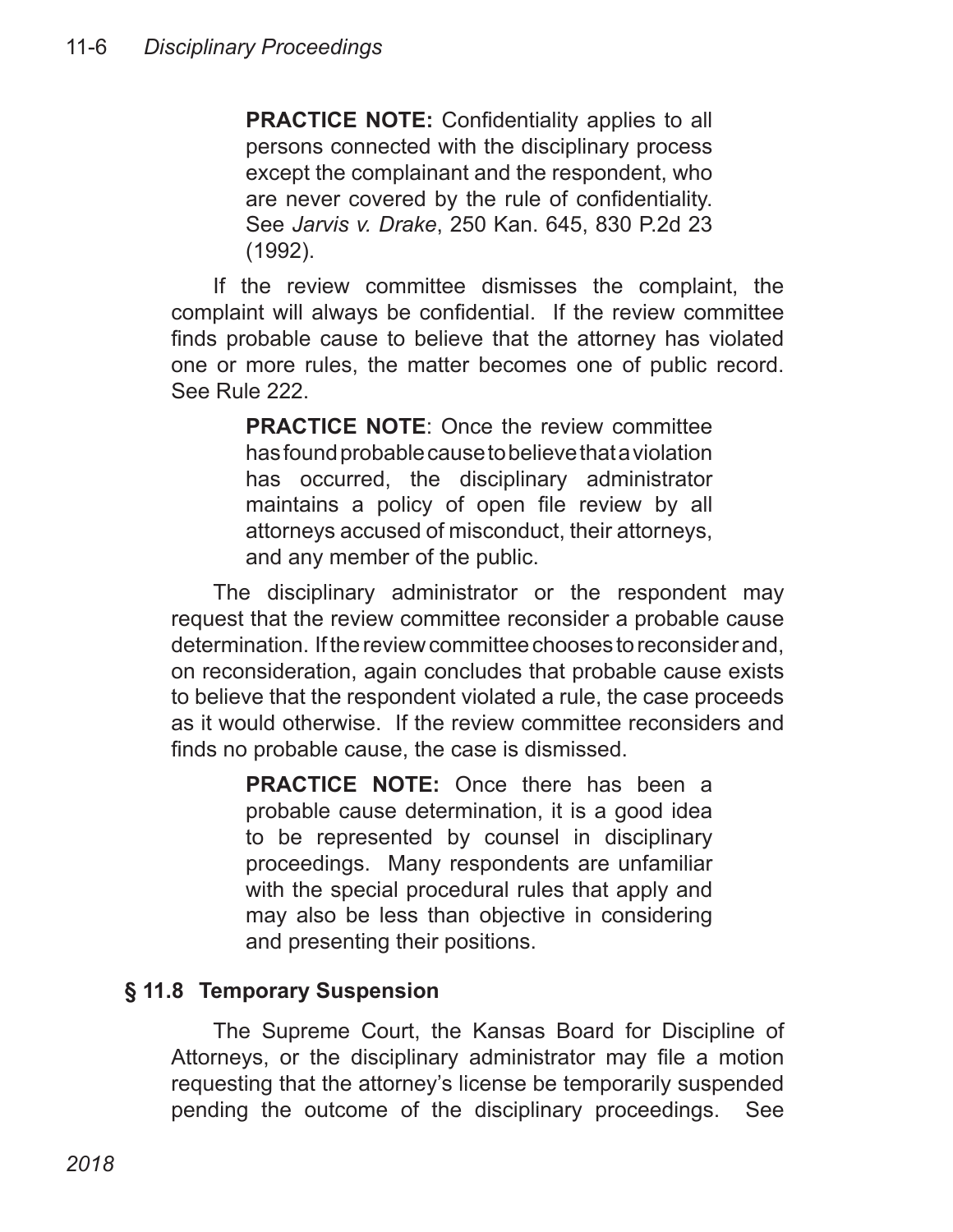> **PRACTICE NOTE:** Confidentiality applies to all persons connected with the disciplinary process except the complainant and the respondent, who are never covered by the rule of confidentiality. See *Jarvis v. Drake*, 250 Kan. 645, 830 P.2d 23 (1992).

If the review committee dismisses the complaint, the complaint will always be confidential. If the review committee finds probable cause to believe that the attorney has violated one or more rules, the matter becomes one of public record. See Rule 222.

> **PRACTICE NOTE**: Once the review committee has found probable cause to believe that a violation has occurred, the disciplinary administrator maintains a policy of open file review by all attorneys accused of misconduct, their attorneys, and any member of the public.

The disciplinary administrator or the respondent may request that the review committee reconsider a probable cause determination. If the review committee chooses to reconsider and, on reconsideration, again concludes that probable cause exists to believe that the respondent violated a rule, the case proceeds as it would otherwise. If the review committee reconsiders and finds no probable cause, the case is dismissed.

> **PRACTICE NOTE:** Once there has been a probable cause determination, it is a good idea to be represented by counsel in disciplinary proceedings. Many respondents are unfamiliar with the special procedural rules that apply and may also be less than objective in considering and presenting their positions.

## § 11.8 Temporary Suspension

The Supreme Court, the Kansas Board for Discipline of Attorneys, or the disciplinary administrator may file a motion requesting that the attorney's license be temporarily suspended pending the outcome of the disciplinary proceedings. See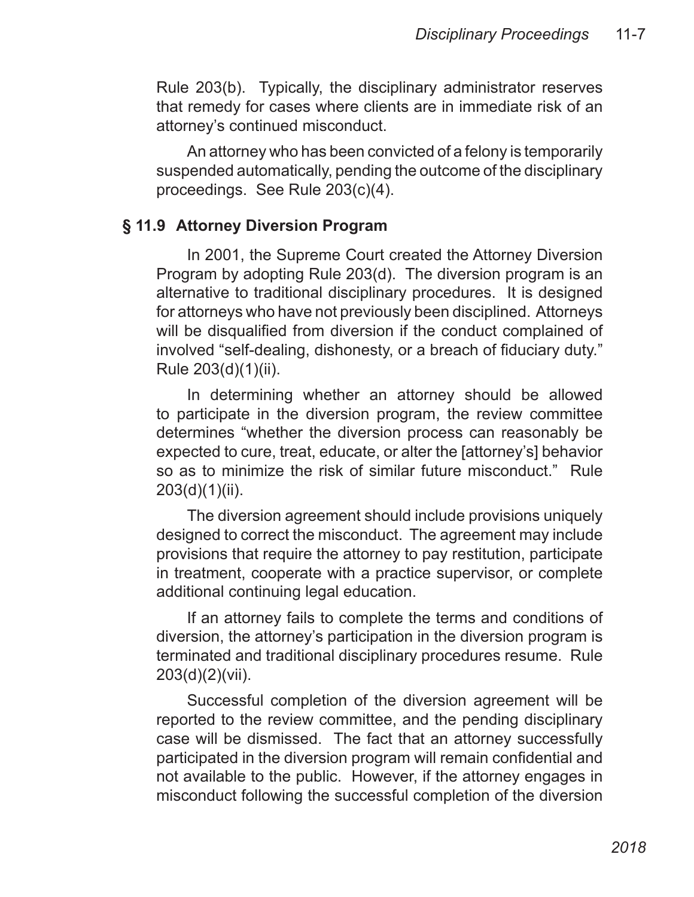Rule 203(b). Typically, the disciplinary administrator reserves that remedy for cases where clients are in immediate risk of an attorney's continued misconduct.

An attorney who has been convicted of a felony is temporarily suspended automatically, pending the outcome of the disciplinary proceedings. See Rule 203(c)(4).

## § 11.9 Attorney Diversion Program

In 2001, the Supreme Court created the Attorney Diversion Program by adopting Rule 203(d). The diversion program is an alternative to traditional disciplinary procedures. It is designed for attorneys who have not previously been disciplined. Attorneys will be disqualified from diversion if the conduct complained of involved "self-dealing, dishonesty, or a breach of fiduciary duty." Rule 203(d)(1)(ii).

In determining whether an attorney should be allowed to participate in the diversion program, the review committee determines "whether the diversion process can reasonably be expected to cure, treat, educate, or alter the [attorney's] behavior so as to minimize the risk of similar future misconduct." Rule 203(d)(1)(ii).

The diversion agreement should include provisions uniquely designed to correct the misconduct. The agreement may include provisions that require the attorney to pay restitution, participate in treatment, cooperate with a practice supervisor, or complete additional continuing legal education.

If an attorney fails to complete the terms and conditions of diversion, the attorney's participation in the diversion program is terminated and traditional disciplinary procedures resume. Rule 203(d)(2)(vii).

Successful completion of the diversion agreement will be reported to the review committee, and the pending disciplinary case will be dismissed. The fact that an attorney successfully participated in the diversion program will remain confidential and not available to the public. However, if the attorney engages in misconduct following the successful completion of the diversion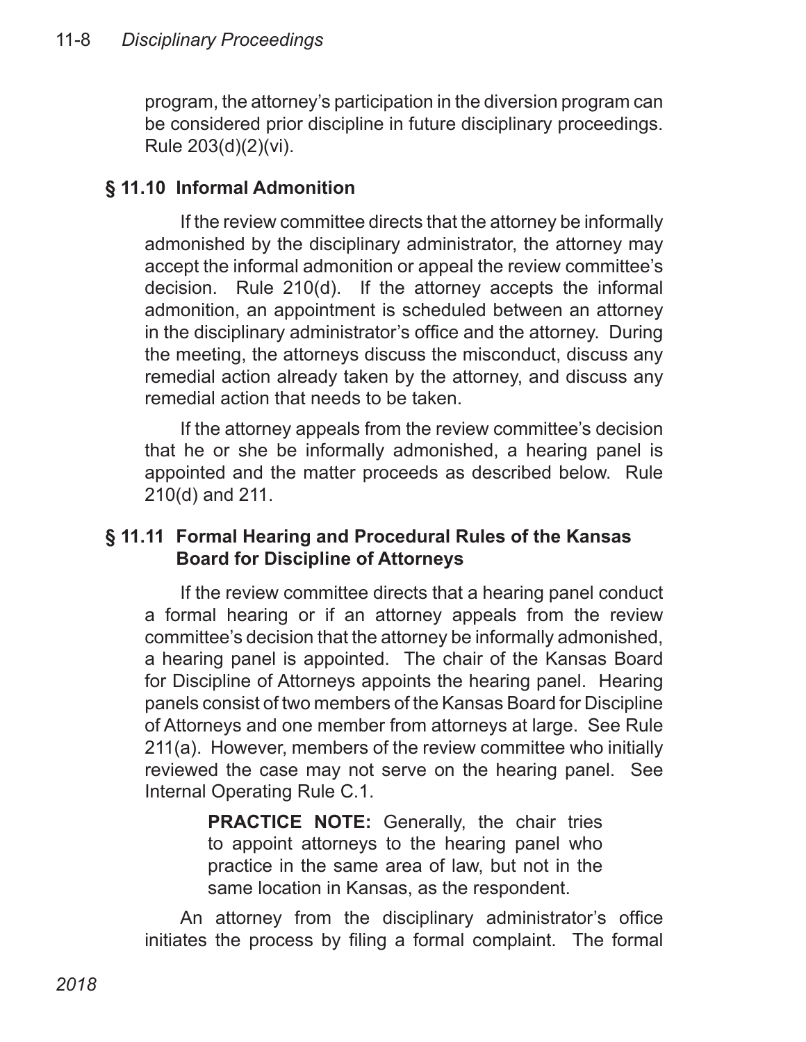program, the attorney's participation in the diversion program can be considered prior discipline in future disciplinary proceedings. Rule 203(d)(2)(vi).

## § 11.10 Informal Admonition

If the review committee directs that the attorney be informally admonished by the disciplinary administrator, the attorney may accept the informal admonition or appeal the review committee's decision. Rule 210(d). If the attorney accepts the informal admonition, an appointment is scheduled between an attorney in the disciplinary administrator's office and the attorney. During the meeting, the attorneys discuss the misconduct, discuss any remedial action already taken by the attorney, and discuss any remedial action that needs to be taken.

If the attorney appeals from the review committee's decision that he or she be informally admonished, a hearing panel is appointed and the matter proceeds as described below. Rule 210(d) and 211.

## § 11.11 Formal Hearing and Procedural Rules of the Kansas Board for Discipline of Attorneys

If the review committee directs that a hearing panel conduct a formal hearing or if an attorney appeals from the review committee's decision that the attorney be informally admonished, a hearing panel is appointed. The chair of the Kansas Board for Discipline of Attorneys appoints the hearing panel. Hearing panels consist of two members of the Kansas Board for Discipline of Attorneys and one member from attorneys at large. See Rule 211(a). However, members of the review committee who initially reviewed the case may not serve on the hearing panel. See Internal Operating Rule C.1.

> **PRACTICE NOTE:** Generally, the chair tries to appoint attorneys to the hearing panel who practice in the same area of law, but not in the same location in Kansas, as the respondent.

An attorney from the disciplinary administrator's office initiates the process by filing a formal complaint. The formal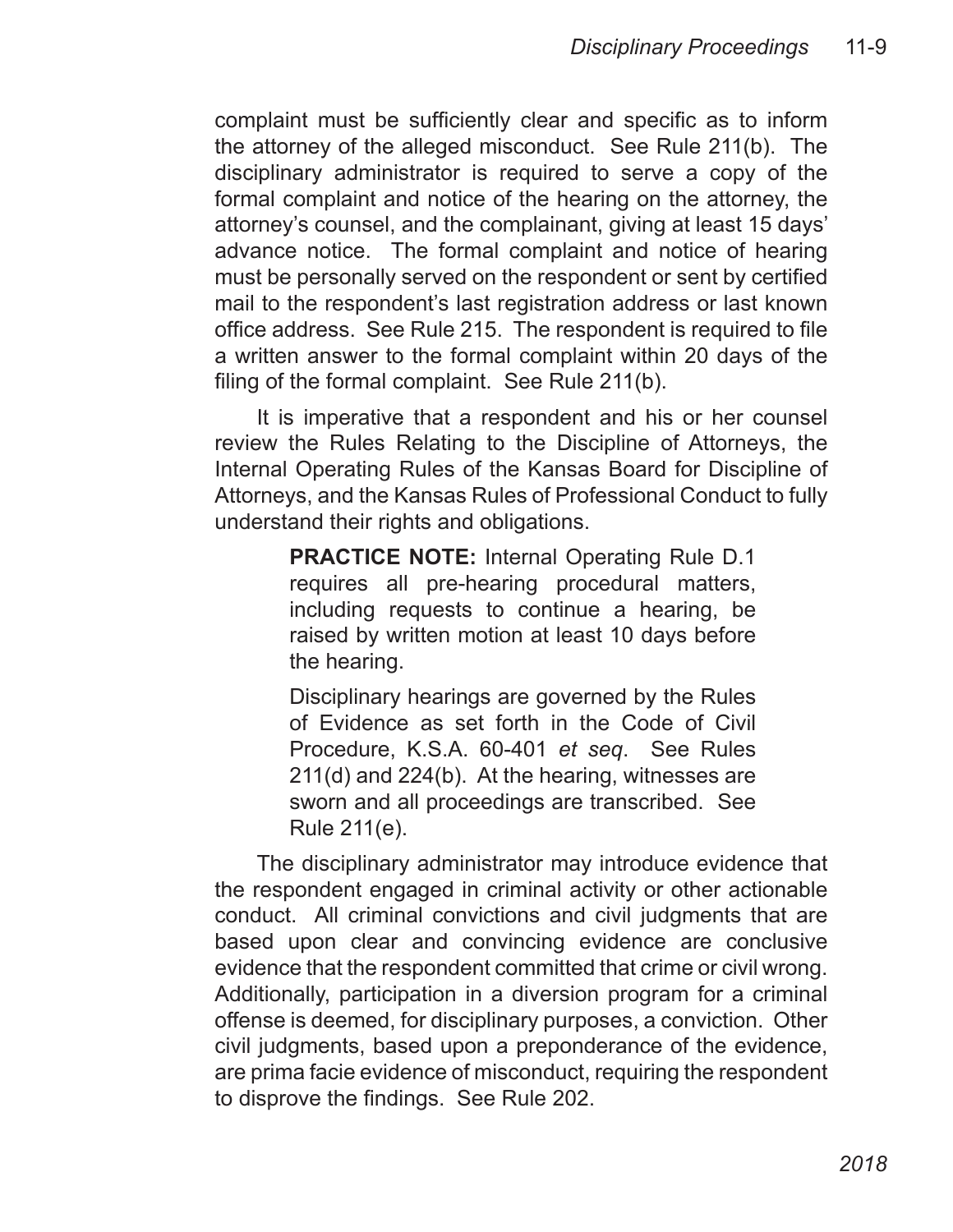complaint must be sufficiently clear and specific as to inform the attorney of the alleged misconduct. See Rule 211(b). The disciplinary administrator is required to serve a copy of the formal complaint and notice of the hearing on the attorney, the attorney's counsel, and the complainant, giving at least 15 days' advance notice. The formal complaint and notice of hearing must be personally served on the respondent or sent by certified mail to the respondent's last registration address or last known office address. See Rule 215. The respondent is required to file a written answer to the formal complaint within 20 days of the filing of the formal complaint. See Rule 211(b).

It is imperative that a respondent and his or her counsel review the Rules Relating to the Discipline of Attorneys, the Internal Operating Rules of the Kansas Board for Discipline of Attorneys, and the Kansas Rules of Professional Conduct to fully understand their rights and obligations.

> **PRACTICE NOTE:** Internal Operating Rule D.1 requires all pre-hearing procedural matters, including requests to continue a hearing, be raised by written motion at least 10 days before the hearing.
>
> Disciplinary hearings are governed by the Rules of Evidence as set forth in the Code of Civil Procedure, K.S.A. 60-401 *et seq*. See Rules 211(d) and 224(b). At the hearing, witnesses are sworn and all proceedings are transcribed. See Rule 211(e).

The disciplinary administrator may introduce evidence that the respondent engaged in criminal activity or other actionable conduct. All criminal convictions and civil judgments that are based upon clear and convincing evidence are conclusive evidence that the respondent committed that crime or civil wrong. Additionally, participation in a diversion program for a criminal offense is deemed, for disciplinary purposes, a conviction. Other civil judgments, based upon a preponderance of the evidence, are prima facie evidence of misconduct, requiring the respondent to disprove the findings. See Rule 202.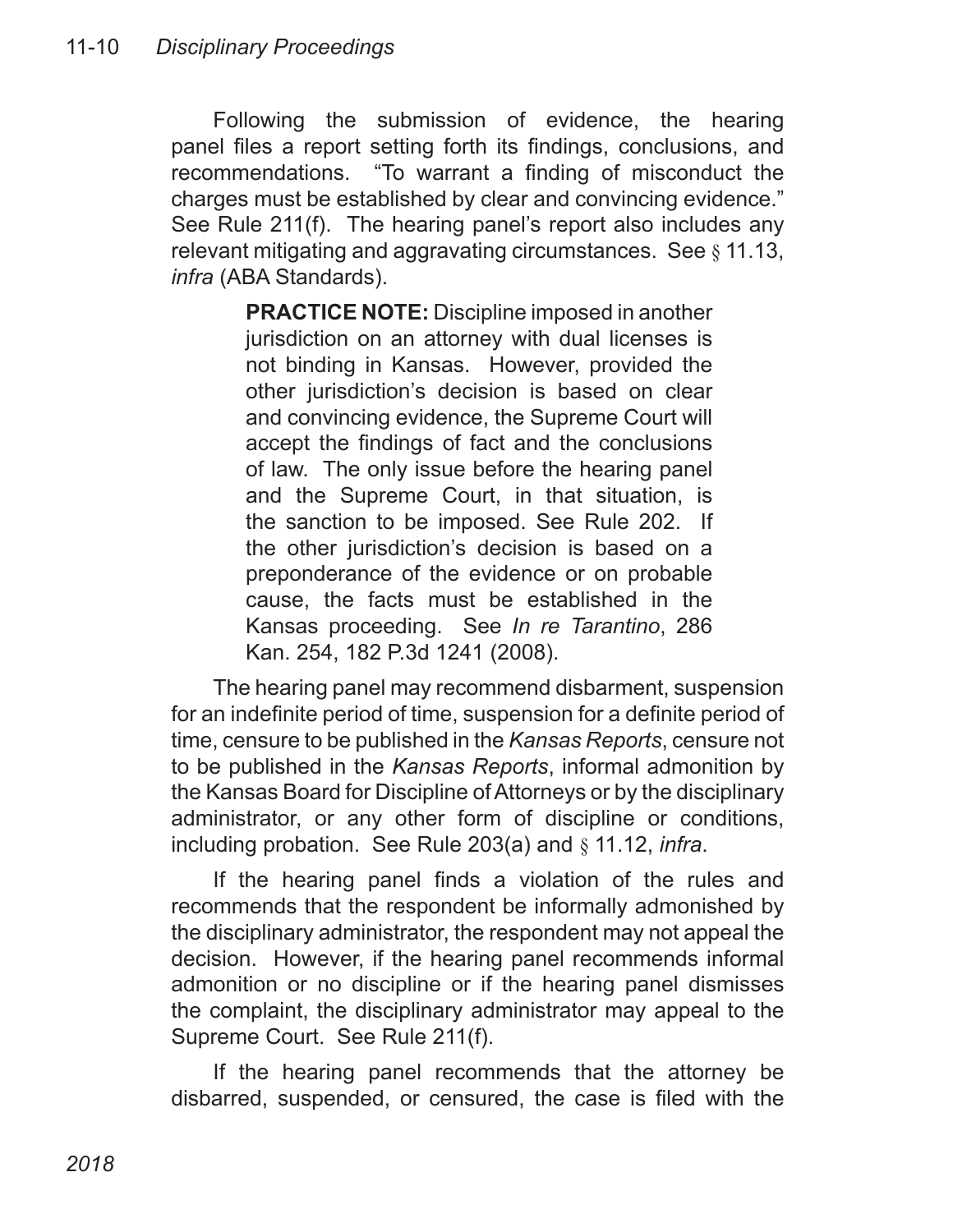Following the submission of evidence, the hearing panel files a report setting forth its findings, conclusions, and recommendations. "To warrant a finding of misconduct the charges must be established by clear and convincing evidence." See Rule 211(f). The hearing panel's report also includes any relevant mitigating and aggravating circumstances. See § 11.13, *infra* (ABA Standards).

> **PRACTICE NOTE:** Discipline imposed in another jurisdiction on an attorney with dual licenses is not binding in Kansas. However, provided the other jurisdiction's decision is based on clear and convincing evidence, the Supreme Court will accept the findings of fact and the conclusions of law. The only issue before the hearing panel and the Supreme Court, in that situation, is the sanction to be imposed. See Rule 202. If the other jurisdiction's decision is based on a preponderance of the evidence or on probable cause, the facts must be established in the Kansas proceeding. See *In re Tarantino*, 286 Kan. 254, 182 P.3d 1241 (2008).

The hearing panel may recommend disbarment, suspension for an indefinite period of time, suspension for a definite period of time, censure to be published in the *Kansas Reports*, censure not to be published in the *Kansas Reports*, informal admonition by the Kansas Board for Discipline of Attorneys or by the disciplinary administrator, or any other form of discipline or conditions, including probation. See Rule 203(a) and § 11.12, *infra*.

If the hearing panel finds a violation of the rules and recommends that the respondent be informally admonished by the disciplinary administrator, the respondent may not appeal the decision. However, if the hearing panel recommends informal admonition or no discipline or if the hearing panel dismisses the complaint, the disciplinary administrator may appeal to the Supreme Court. See Rule 211(f).

If the hearing panel recommends that the attorney be disbarred, suspended, or censured, the case is filed with the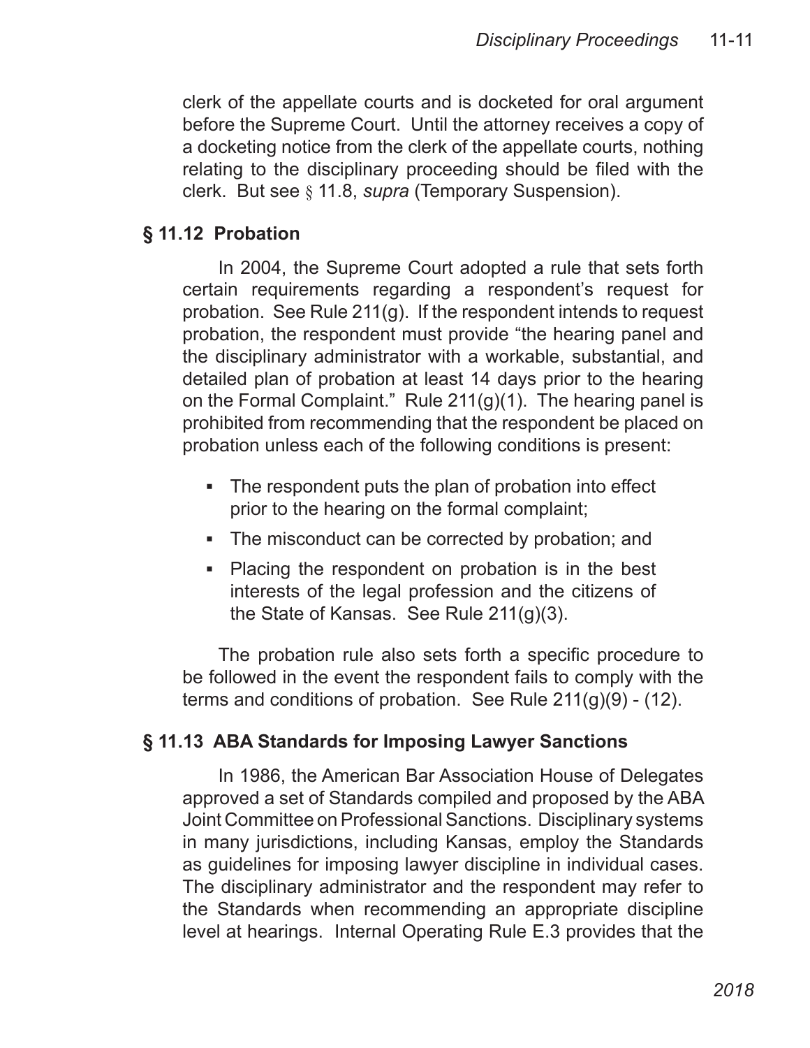clerk of the appellate courts and is docketed for oral argument before the Supreme Court. Until the attorney receives a copy of a docketing notice from the clerk of the appellate courts, nothing relating to the disciplinary proceeding should be filed with the clerk. But see § 11.8, *supra* (Temporary Suspension).

## § 11.12 Probation

In 2004, the Supreme Court adopted a rule that sets forth certain requirements regarding a respondent's request for probation. See Rule 211(g). If the respondent intends to request probation, the respondent must provide "the hearing panel and the disciplinary administrator with a workable, substantial, and detailed plan of probation at least 14 days prior to the hearing on the Formal Complaint." Rule 211(g)(1). The hearing panel is prohibited from recommending that the respondent be placed on probation unless each of the following conditions is present:

- The respondent puts the plan of probation into effect prior to the hearing on the formal complaint;
- The misconduct can be corrected by probation; and
- Placing the respondent on probation is in the best interests of the legal profession and the citizens of the State of Kansas. See Rule 211(g)(3).

The probation rule also sets forth a specific procedure to be followed in the event the respondent fails to comply with the terms and conditions of probation. See Rule 211(g)(9) - (12).

## § 11.13 ABA Standards for Imposing Lawyer Sanctions

In 1986, the American Bar Association House of Delegates approved a set of Standards compiled and proposed by the ABA Joint Committee on Professional Sanctions. Disciplinary systems in many jurisdictions, including Kansas, employ the Standards as guidelines for imposing lawyer discipline in individual cases. The disciplinary administrator and the respondent may refer to the Standards when recommending an appropriate discipline level at hearings. Internal Operating Rule E.3 provides that the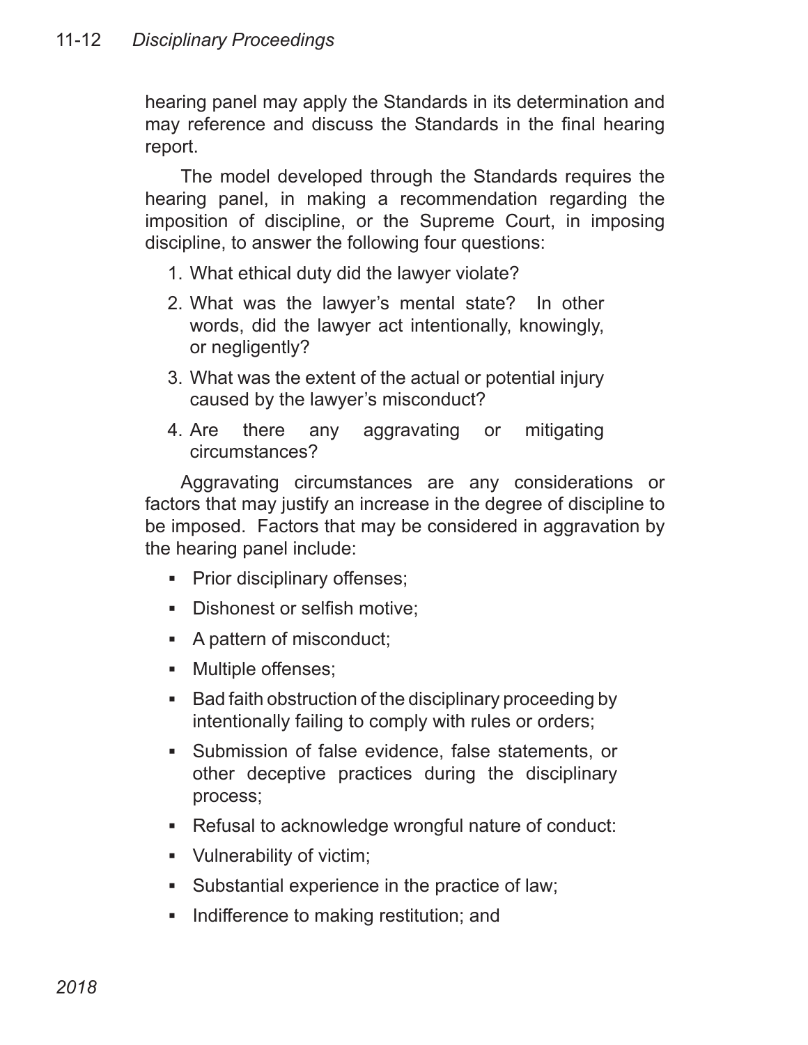hearing panel may apply the Standards in its determination and may reference and discuss the Standards in the final hearing report.

The model developed through the Standards requires the hearing panel, in making a recommendation regarding the imposition of discipline, or the Supreme Court, in imposing discipline, to answer the following four questions:

1. What ethical duty did the lawyer violate?
2. What was the lawyer's mental state? In other words, did the lawyer act intentionally, knowingly, or negligently?
3. What was the extent of the actual or potential injury caused by the lawyer's misconduct?
4. Are there any aggravating or mitigating circumstances?

Aggravating circumstances are any considerations or factors that may justify an increase in the degree of discipline to be imposed. Factors that may be considered in aggravation by the hearing panel include:

- Prior disciplinary offenses;
- Dishonest or selfish motive;
- A pattern of misconduct;
- Multiple offenses;
- Bad faith obstruction of the disciplinary proceeding by intentionally failing to comply with rules or orders;
- Submission of false evidence, false statements, or other deceptive practices during the disciplinary process;
- Refusal to acknowledge wrongful nature of conduct:
- Vulnerability of victim;
- Substantial experience in the practice of law;
- Indifference to making restitution; and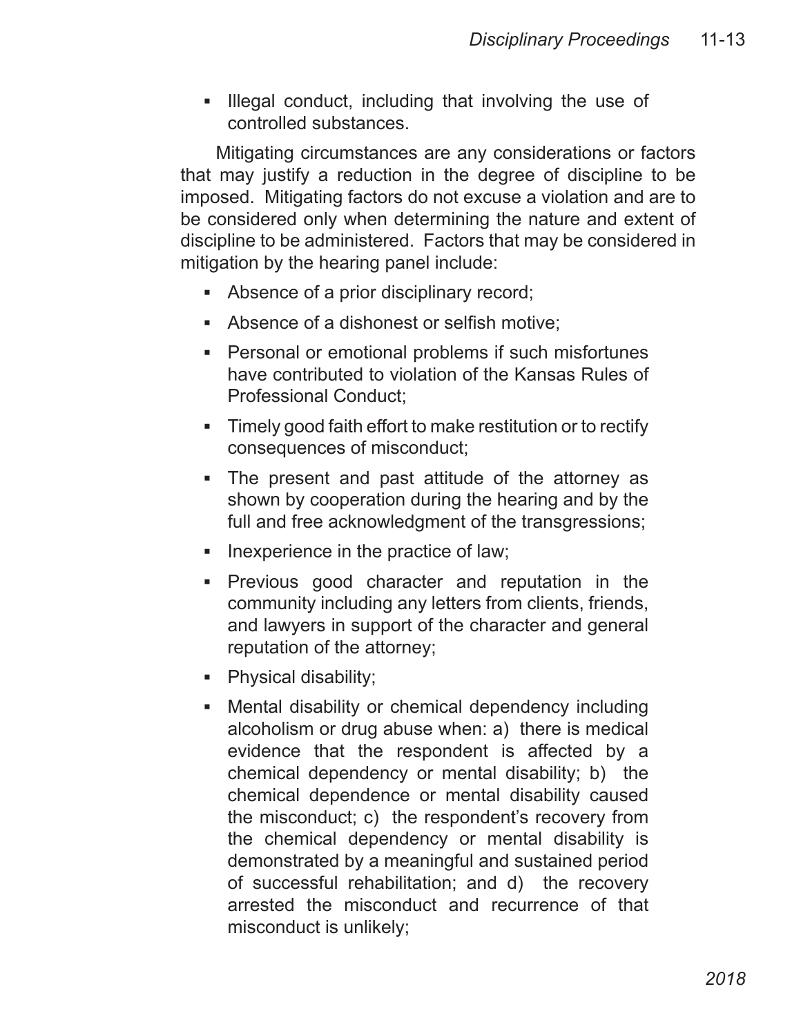- Illegal conduct, including that involving the use of controlled substances.

Mitigating circumstances are any considerations or factors that may justify a reduction in the degree of discipline to be imposed. Mitigating factors do not excuse a violation and are to be considered only when determining the nature and extent of discipline to be administered. Factors that may be considered in mitigation by the hearing panel include:

- Absence of a prior disciplinary record;
- Absence of a dishonest or selfish motive;
- Personal or emotional problems if such misfortunes have contributed to violation of the Kansas Rules of Professional Conduct;
- Timely good faith effort to make restitution or to rectify consequences of misconduct;
- The present and past attitude of the attorney as shown by cooperation during the hearing and by the full and free acknowledgment of the transgressions;
- Inexperience in the practice of law;
- Previous good character and reputation in the community including any letters from clients, friends, and lawyers in support of the character and general reputation of the attorney;
- Physical disability;
- Mental disability or chemical dependency including alcoholism or drug abuse when: a) there is medical evidence that the respondent is affected by a chemical dependency or mental disability; b) the chemical dependence or mental disability caused the misconduct; c) the respondent's recovery from the chemical dependency or mental disability is demonstrated by a meaningful and sustained period of successful rehabilitation; and d) the recovery arrested the misconduct and recurrence of that misconduct is unlikely;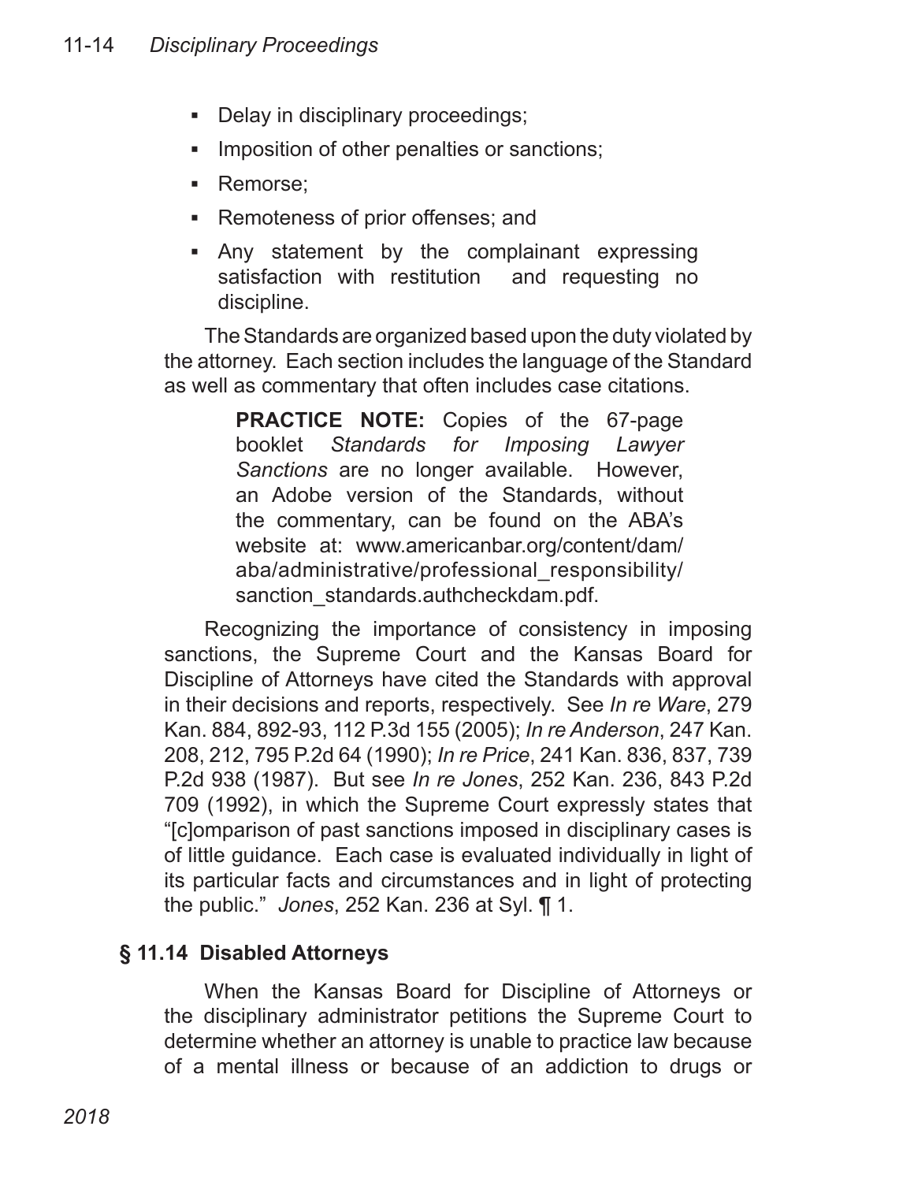- Delay in disciplinary proceedings;
- Imposition of other penalties or sanctions;
- Remorse;
- Remoteness of prior offenses; and
- Any statement by the complainant expressing satisfaction with restitution and requesting no discipline.

The Standards are organized based upon the duty violated by the attorney. Each section includes the language of the Standard as well as commentary that often includes case citations.

> **PRACTICE NOTE:** Copies of the 67-page booklet *Standards for Imposing Lawyer Sanctions* are no longer available. However, an Adobe version of the Standards, without the commentary, can be found on the ABA's website at: www.americanbar.org/content/dam/aba/administrative/professional_responsibility/sanction_standards.authcheckdam.pdf.

Recognizing the importance of consistency in imposing sanctions, the Supreme Court and the Kansas Board for Discipline of Attorneys have cited the Standards with approval in their decisions and reports, respectively. See *In re Ware*, 279 Kan. 884, 892-93, 112 P.3d 155 (2005); *In re Anderson*, 247 Kan. 208, 212, 795 P.2d 64 (1990); *In re Price*, 241 Kan. 836, 837, 739 P.2d 938 (1987). But see *In re Jones*, 252 Kan. 236, 843 P.2d 709 (1992), in which the Supreme Court expressly states that "[c]omparison of past sanctions imposed in disciplinary cases is of little guidance. Each case is evaluated individually in light of its particular facts and circumstances and in light of protecting the public." *Jones*, 252 Kan. 236 at Syl. ¶ 1.

## § 11.14 Disabled Attorneys

When the Kansas Board for Discipline of Attorneys or the disciplinary administrator petitions the Supreme Court to determine whether an attorney is unable to practice law because of a mental illness or because of an addiction to drugs or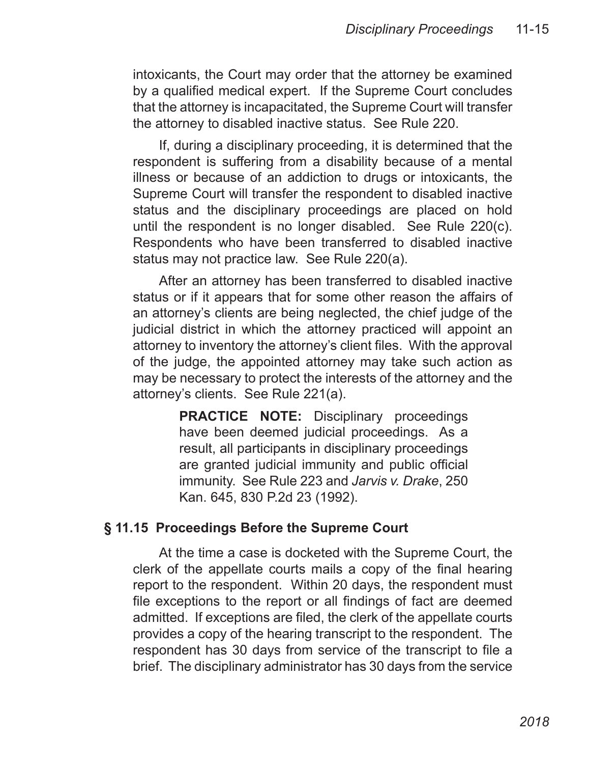intoxicants, the Court may order that the attorney be examined by a qualified medical expert. If the Supreme Court concludes that the attorney is incapacitated, the Supreme Court will transfer the attorney to disabled inactive status. See Rule 220.

If, during a disciplinary proceeding, it is determined that the respondent is suffering from a disability because of a mental illness or because of an addiction to drugs or intoxicants, the Supreme Court will transfer the respondent to disabled inactive status and the disciplinary proceedings are placed on hold until the respondent is no longer disabled. See Rule 220(c). Respondents who have been transferred to disabled inactive status may not practice law. See Rule 220(a).

After an attorney has been transferred to disabled inactive status or if it appears that for some other reason the affairs of an attorney's clients are being neglected, the chief judge of the judicial district in which the attorney practiced will appoint an attorney to inventory the attorney's client files. With the approval of the judge, the appointed attorney may take such action as may be necessary to protect the interests of the attorney and the attorney's clients. See Rule 221(a).

> **PRACTICE NOTE:** Disciplinary proceedings have been deemed judicial proceedings. As a result, all participants in disciplinary proceedings are granted judicial immunity and public official immunity. See Rule 223 and *Jarvis v. Drake*, 250 Kan. 645, 830 P.2d 23 (1992).

### § 11.15 Proceedings Before the Supreme Court

At the time a case is docketed with the Supreme Court, the clerk of the appellate courts mails a copy of the final hearing report to the respondent. Within 20 days, the respondent must file exceptions to the report or all findings of fact are deemed admitted. If exceptions are filed, the clerk of the appellate courts provides a copy of the hearing transcript to the respondent. The respondent has 30 days from service of the transcript to file a brief. The disciplinary administrator has 30 days from the service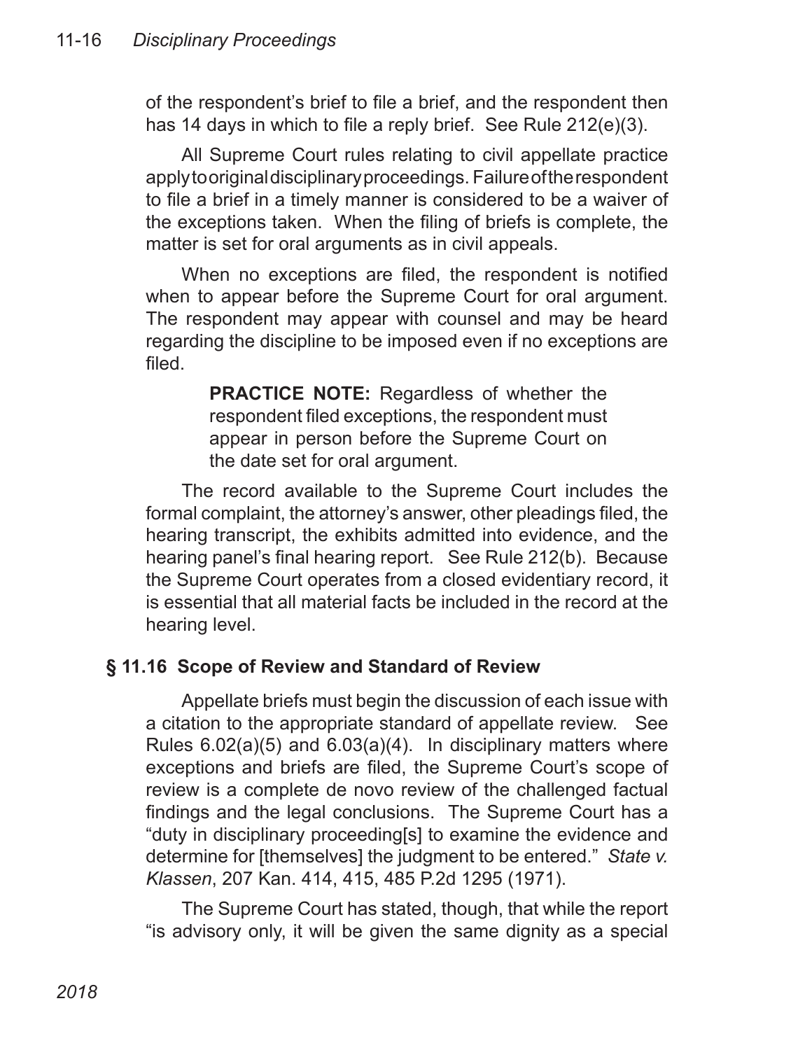of the respondent's brief to file a brief, and the respondent then has 14 days in which to file a reply brief. See Rule 212(e)(3).

All Supreme Court rules relating to civil appellate practice apply to original disciplinary proceedings. Failure of the respondent to file a brief in a timely manner is considered to be a waiver of the exceptions taken. When the filing of briefs is complete, the matter is set for oral arguments as in civil appeals.

When no exceptions are filed, the respondent is notified when to appear before the Supreme Court for oral argument. The respondent may appear with counsel and may be heard regarding the discipline to be imposed even if no exceptions are filed.

> **PRACTICE NOTE:** Regardless of whether the respondent filed exceptions, the respondent must appear in person before the Supreme Court on the date set for oral argument.

The record available to the Supreme Court includes the formal complaint, the attorney's answer, other pleadings filed, the hearing transcript, the exhibits admitted into evidence, and the hearing panel's final hearing report. See Rule 212(b). Because the Supreme Court operates from a closed evidentiary record, it is essential that all material facts be included in the record at the hearing level.

## § 11.16 Scope of Review and Standard of Review

Appellate briefs must begin the discussion of each issue with a citation to the appropriate standard of appellate review. See Rules 6.02(a)(5) and 6.03(a)(4). In disciplinary matters where exceptions and briefs are filed, the Supreme Court's scope of review is a complete de novo review of the challenged factual findings and the legal conclusions. The Supreme Court has a "duty in disciplinary proceeding[s] to examine the evidence and determine for [themselves] the judgment to be entered." *State v. Klassen*, 207 Kan. 414, 415, 485 P.2d 1295 (1971).

The Supreme Court has stated, though, that while the report "is advisory only, it will be given the same dignity as a special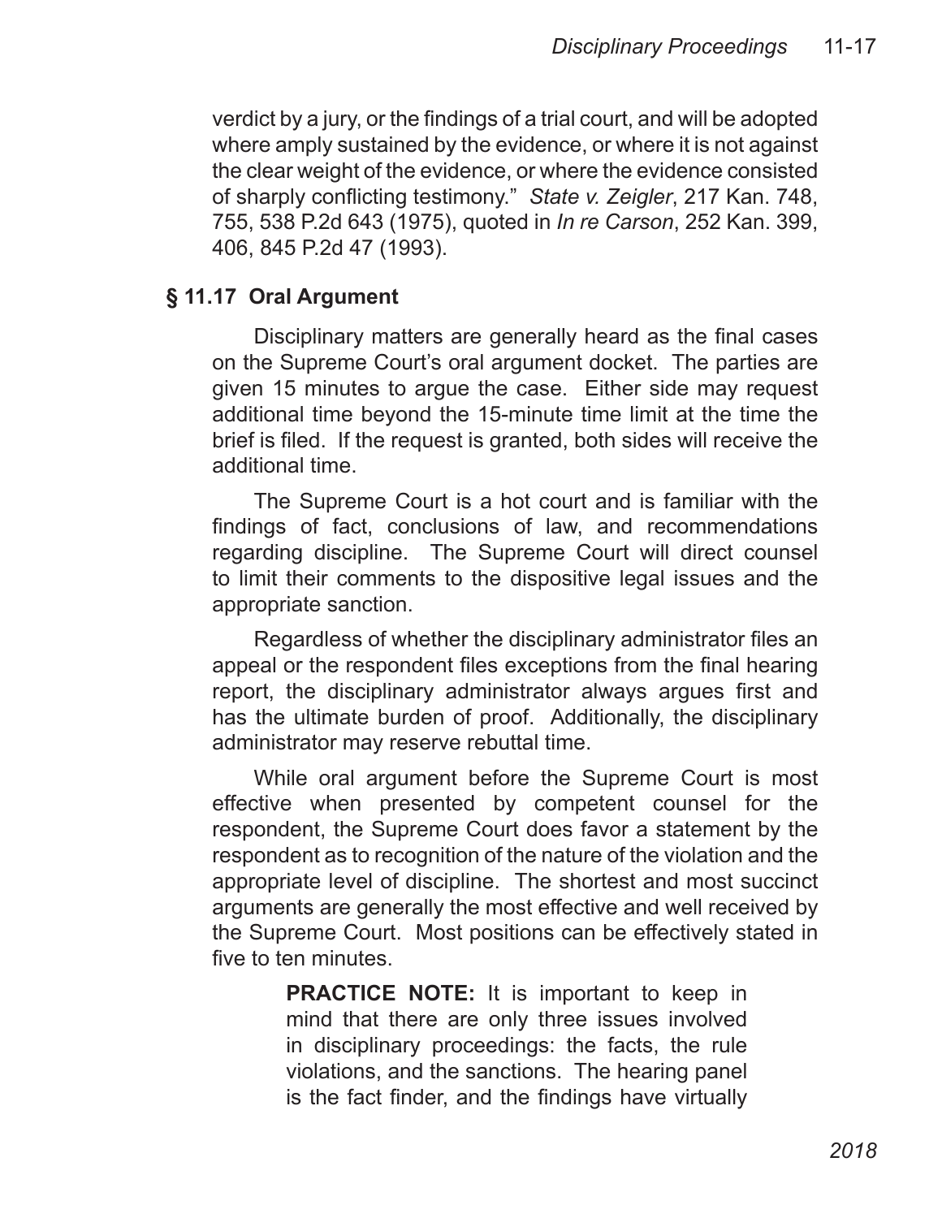verdict by a jury, or the findings of a trial court, and will be adopted where amply sustained by the evidence, or where it is not against the clear weight of the evidence, or where the evidence consisted of sharply conflicting testimony." *State v. Zeigler*, 217 Kan. 748, 755, 538 P.2d 643 (1975), quoted in *In re Carson*, 252 Kan. 399, 406, 845 P.2d 47 (1993).

## § 11.17 Oral Argument

Disciplinary matters are generally heard as the final cases on the Supreme Court's oral argument docket. The parties are given 15 minutes to argue the case. Either side may request additional time beyond the 15-minute time limit at the time the brief is filed. If the request is granted, both sides will receive the additional time.

The Supreme Court is a hot court and is familiar with the findings of fact, conclusions of law, and recommendations regarding discipline. The Supreme Court will direct counsel to limit their comments to the dispositive legal issues and the appropriate sanction.

Regardless of whether the disciplinary administrator files an appeal or the respondent files exceptions from the final hearing report, the disciplinary administrator always argues first and has the ultimate burden of proof. Additionally, the disciplinary administrator may reserve rebuttal time.

While oral argument before the Supreme Court is most effective when presented by competent counsel for the respondent, the Supreme Court does favor a statement by the respondent as to recognition of the nature of the violation and the appropriate level of discipline. The shortest and most succinct arguments are generally the most effective and well received by the Supreme Court. Most positions can be effectively stated in five to ten minutes.

> **PRACTICE NOTE:** It is important to keep in mind that there are only three issues involved in disciplinary proceedings: the facts, the rule violations, and the sanctions. The hearing panel is the fact finder, and the findings have virtually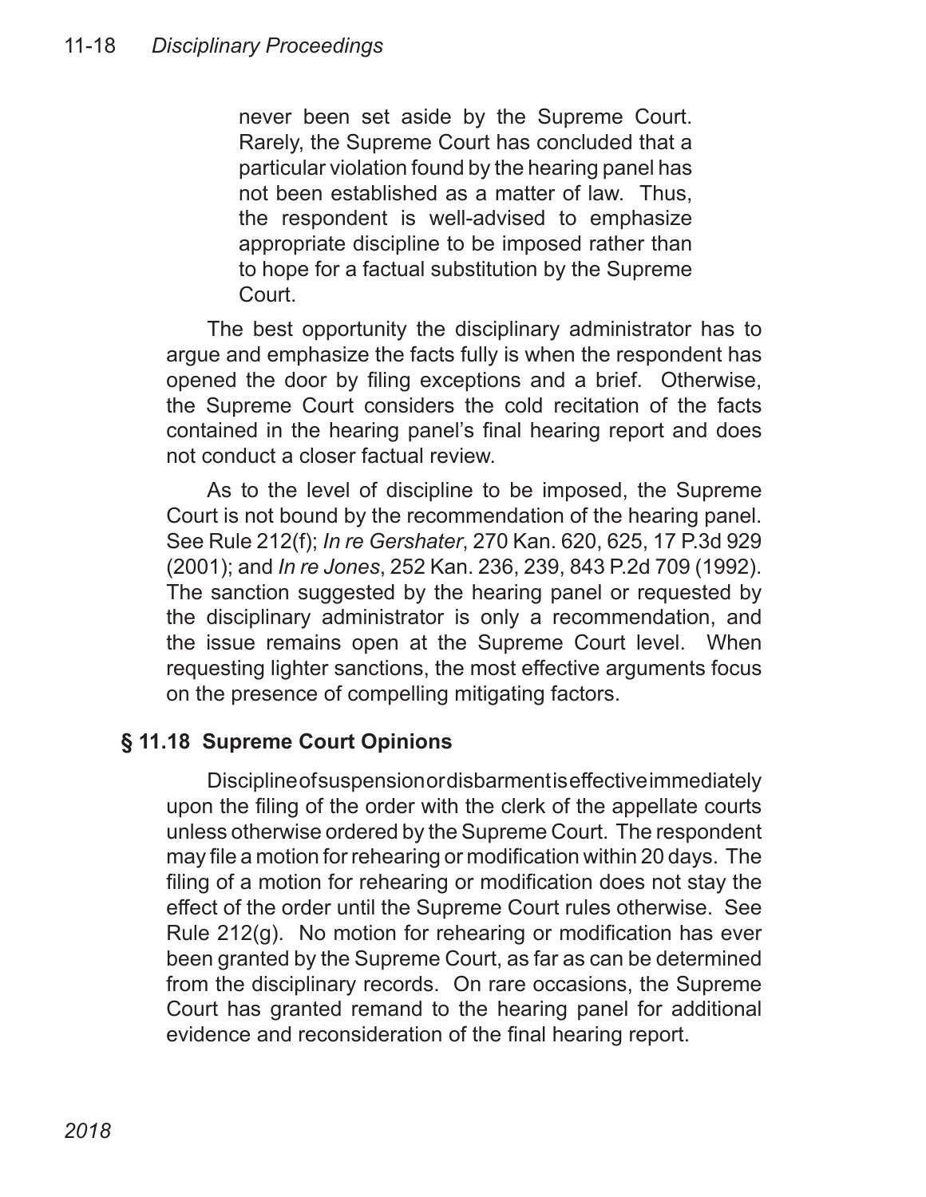> never been set aside by the Supreme Court. Rarely, the Supreme Court has concluded that a particular violation found by the hearing panel has not been established as a matter of law. Thus, the respondent is well-advised to emphasize appropriate discipline to be imposed rather than to hope for a factual substitution by the Supreme Court.

The best opportunity the disciplinary administrator has to argue and emphasize the facts fully is when the respondent has opened the door by filing exceptions and a brief. Otherwise, the Supreme Court considers the cold recitation of the facts contained in the hearing panel's final hearing report and does not conduct a closer factual review.

As to the level of discipline to be imposed, the Supreme Court is not bound by the recommendation of the hearing panel. See Rule 212(f); *In re Gershater*, 270 Kan. 620, 625, 17 P.3d 929 (2001); and *In re Jones*, 252 Kan. 236, 239, 843 P.2d 709 (1992). The sanction suggested by the hearing panel or requested by the disciplinary administrator is only a recommendation, and the issue remains open at the Supreme Court level. When requesting lighter sanctions, the most effective arguments focus on the presence of compelling mitigating factors.

## § 11.18 Supreme Court Opinions

Discipline of suspension or disbarment is effective immediately upon the filing of the order with the clerk of the appellate courts unless otherwise ordered by the Supreme Court. The respondent may file a motion for rehearing or modification within 20 days. The filing of a motion for rehearing or modification does not stay the effect of the order until the Supreme Court rules otherwise. See Rule 212(g). No motion for rehearing or modification has ever been granted by the Supreme Court, as far as can be determined from the disciplinary records. On rare occasions, the Supreme Court has granted remand to the hearing panel for additional evidence and reconsideration of the final hearing report.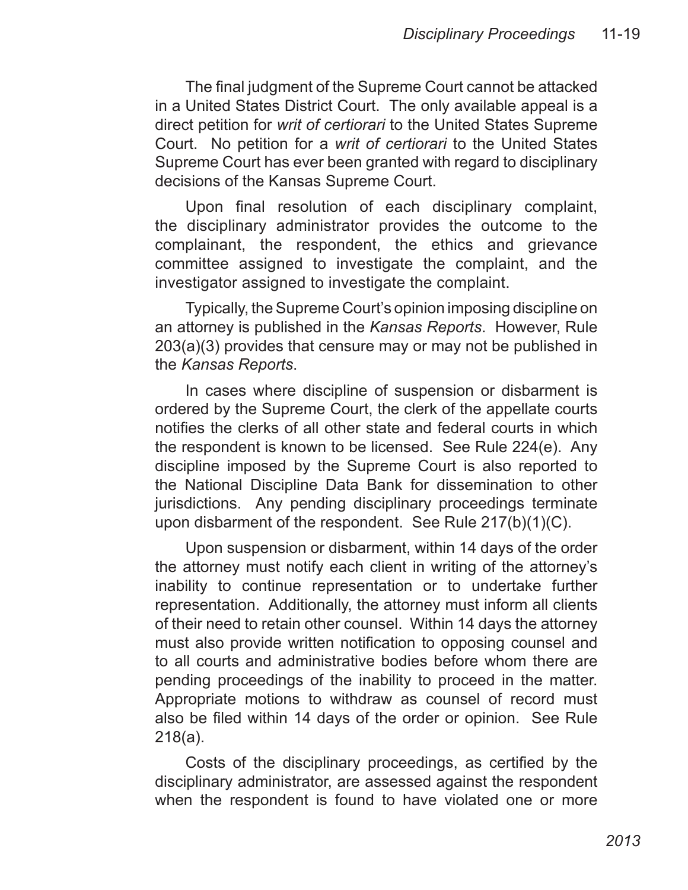The final judgment of the Supreme Court cannot be attacked in a United States District Court. The only available appeal is a direct petition for *writ of certiorari* to the United States Supreme Court. No petition for a *writ of certiorari* to the United States Supreme Court has ever been granted with regard to disciplinary decisions of the Kansas Supreme Court.

Upon final resolution of each disciplinary complaint, the disciplinary administrator provides the outcome to the complainant, the respondent, the ethics and grievance committee assigned to investigate the complaint, and the investigator assigned to investigate the complaint.

Typically, the Supreme Court's opinion imposing discipline on an attorney is published in the *Kansas Reports*. However, Rule 203(a)(3) provides that censure may or may not be published in the *Kansas Reports*.

In cases where discipline of suspension or disbarment is ordered by the Supreme Court, the clerk of the appellate courts notifies the clerks of all other state and federal courts in which the respondent is known to be licensed. See Rule 224(e). Any discipline imposed by the Supreme Court is also reported to the National Discipline Data Bank for dissemination to other jurisdictions. Any pending disciplinary proceedings terminate upon disbarment of the respondent. See Rule 217(b)(1)(C).

Upon suspension or disbarment, within 14 days of the order the attorney must notify each client in writing of the attorney's inability to continue representation or to undertake further representation. Additionally, the attorney must inform all clients of their need to retain other counsel. Within 14 days the attorney must also provide written notification to opposing counsel and to all courts and administrative bodies before whom there are pending proceedings of the inability to proceed in the matter. Appropriate motions to withdraw as counsel of record must also be filed within 14 days of the order or opinion. See Rule 218(a).

Costs of the disciplinary proceedings, as certified by the disciplinary administrator, are assessed against the respondent when the respondent is found to have violated one or more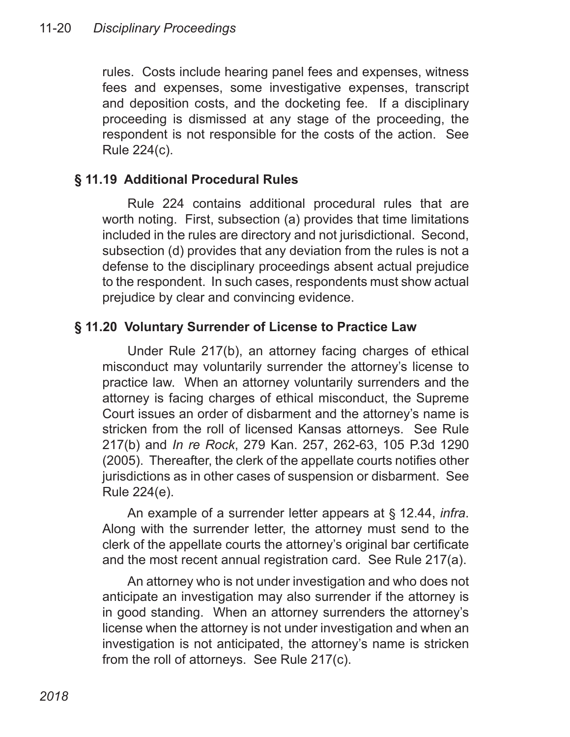rules. Costs include hearing panel fees and expenses, witness fees and expenses, some investigative expenses, transcript and deposition costs, and the docketing fee. If a disciplinary proceeding is dismissed at any stage of the proceeding, the respondent is not responsible for the costs of the action. See Rule 224(c).

## § 11.19 Additional Procedural Rules

Rule 224 contains additional procedural rules that are worth noting. First, subsection (a) provides that time limitations included in the rules are directory and not jurisdictional. Second, subsection (d) provides that any deviation from the rules is not a defense to the disciplinary proceedings absent actual prejudice to the respondent. In such cases, respondents must show actual prejudice by clear and convincing evidence.

## § 11.20 Voluntary Surrender of License to Practice Law

Under Rule 217(b), an attorney facing charges of ethical misconduct may voluntarily surrender the attorney's license to practice law. When an attorney voluntarily surrenders and the attorney is facing charges of ethical misconduct, the Supreme Court issues an order of disbarment and the attorney's name is stricken from the roll of licensed Kansas attorneys. See Rule 217(b) and *In re Rock*, 279 Kan. 257, 262-63, 105 P.3d 1290 (2005). Thereafter, the clerk of the appellate courts notifies other jurisdictions as in other cases of suspension or disbarment. See Rule 224(e).

An example of a surrender letter appears at § 12.44, *infra*. Along with the surrender letter, the attorney must send to the clerk of the appellate courts the attorney's original bar certificate and the most recent annual registration card. See Rule 217(a).

An attorney who is not under investigation and who does not anticipate an investigation may also surrender if the attorney is in good standing. When an attorney surrenders the attorney's license when the attorney is not under investigation and when an investigation is not anticipated, the attorney's name is stricken from the roll of attorneys. See Rule 217(c).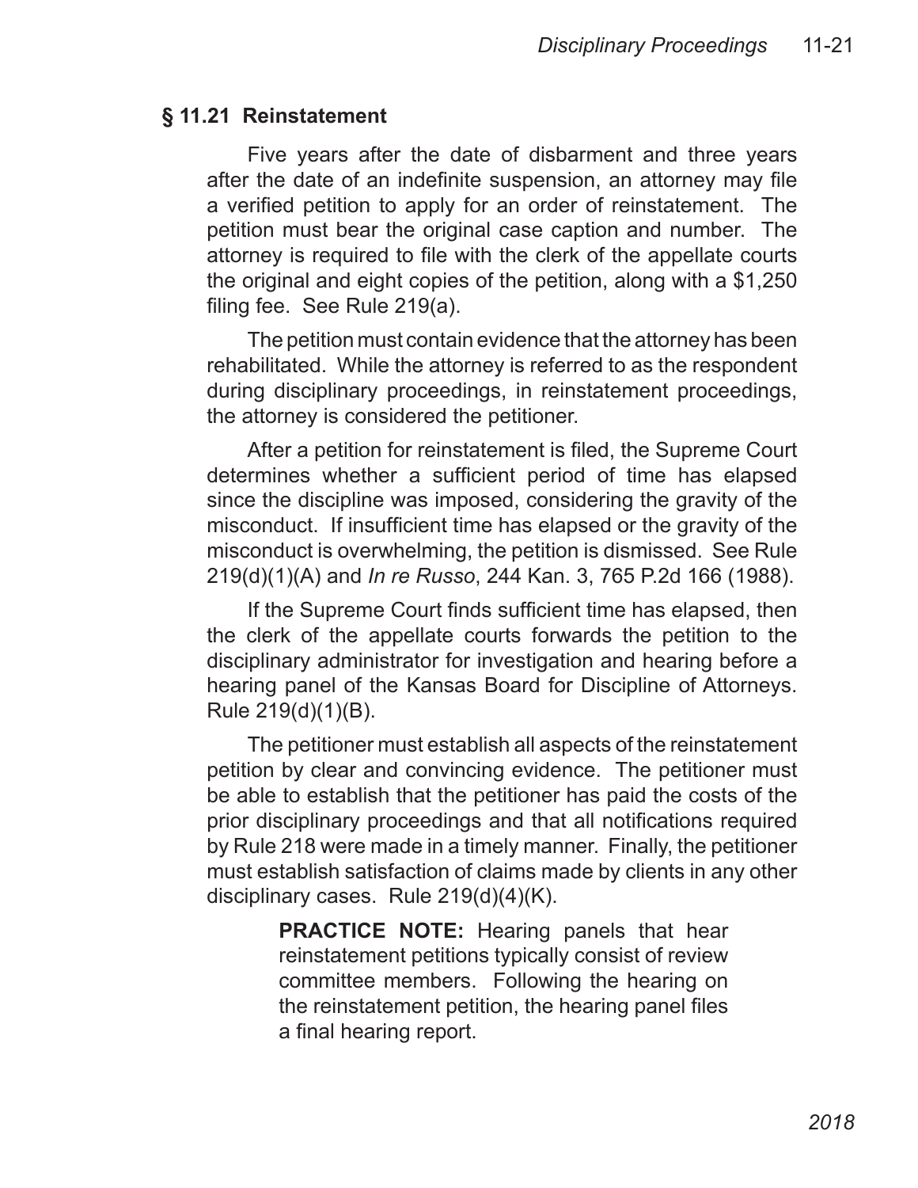## § 11.21 Reinstatement

Five years after the date of disbarment and three years after the date of an indefinite suspension, an attorney may file a verified petition to apply for an order of reinstatement. The petition must bear the original case caption and number. The attorney is required to file with the clerk of the appellate courts the original and eight copies of the petition, along with a $1,250 filing fee. See Rule 219(a).

The petition must contain evidence that the attorney has been rehabilitated. While the attorney is referred to as the respondent during disciplinary proceedings, in reinstatement proceedings, the attorney is considered the petitioner.

After a petition for reinstatement is filed, the Supreme Court determines whether a sufficient period of time has elapsed since the discipline was imposed, considering the gravity of the misconduct. If insufficient time has elapsed or the gravity of the misconduct is overwhelming, the petition is dismissed. See Rule 219(d)(1)(A) and *In re Russo*, 244 Kan. 3, 765 P.2d 166 (1988).

If the Supreme Court finds sufficient time has elapsed, then the clerk of the appellate courts forwards the petition to the disciplinary administrator for investigation and hearing before a hearing panel of the Kansas Board for Discipline of Attorneys. Rule 219(d)(1)(B).

The petitioner must establish all aspects of the reinstatement petition by clear and convincing evidence. The petitioner must be able to establish that the petitioner has paid the costs of the prior disciplinary proceedings and that all notifications required by Rule 218 were made in a timely manner. Finally, the petitioner must establish satisfaction of claims made by clients in any other disciplinary cases. Rule 219(d)(4)(K).

> **PRACTICE NOTE:** Hearing panels that hear reinstatement petitions typically consist of review committee members. Following the hearing on the reinstatement petition, the hearing panel files a final hearing report.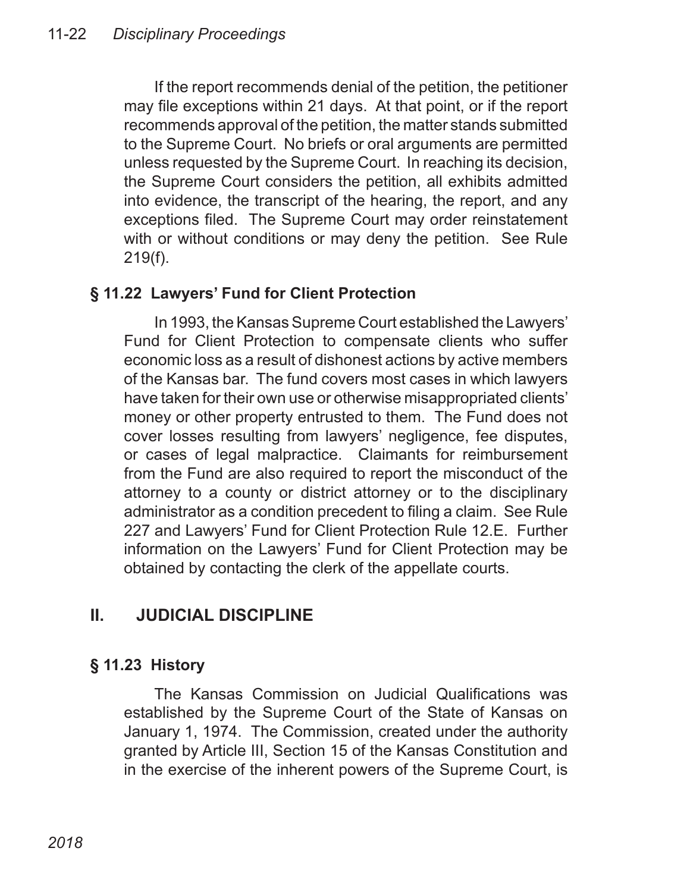If the report recommends denial of the petition, the petitioner may file exceptions within 21 days. At that point, or if the report recommends approval of the petition, the matter stands submitted to the Supreme Court. No briefs or oral arguments are permitted unless requested by the Supreme Court. In reaching its decision, the Supreme Court considers the petition, all exhibits admitted into evidence, the transcript of the hearing, the report, and any exceptions filed. The Supreme Court may order reinstatement with or without conditions or may deny the petition. See Rule 219(f).

### § 11.22 Lawyers' Fund for Client Protection

In 1993, the Kansas Supreme Court established the Lawyers' Fund for Client Protection to compensate clients who suffer economic loss as a result of dishonest actions by active members of the Kansas bar. The fund covers most cases in which lawyers have taken for their own use or otherwise misappropriated clients' money or other property entrusted to them. The Fund does not cover losses resulting from lawyers' negligence, fee disputes, or cases of legal malpractice. Claimants for reimbursement from the Fund are also required to report the misconduct of the attorney to a county or district attorney or to the disciplinary administrator as a condition precedent to filing a claim. See Rule 227 and Lawyers' Fund for Client Protection Rule 12.E. Further information on the Lawyers' Fund for Client Protection may be obtained by contacting the clerk of the appellate courts.

## II. JUDICIAL DISCIPLINE

### § 11.23 History

The Kansas Commission on Judicial Qualifications was established by the Supreme Court of the State of Kansas on January 1, 1974. The Commission, created under the authority granted by Article III, Section 15 of the Kansas Constitution and in the exercise of the inherent powers of the Supreme Court, is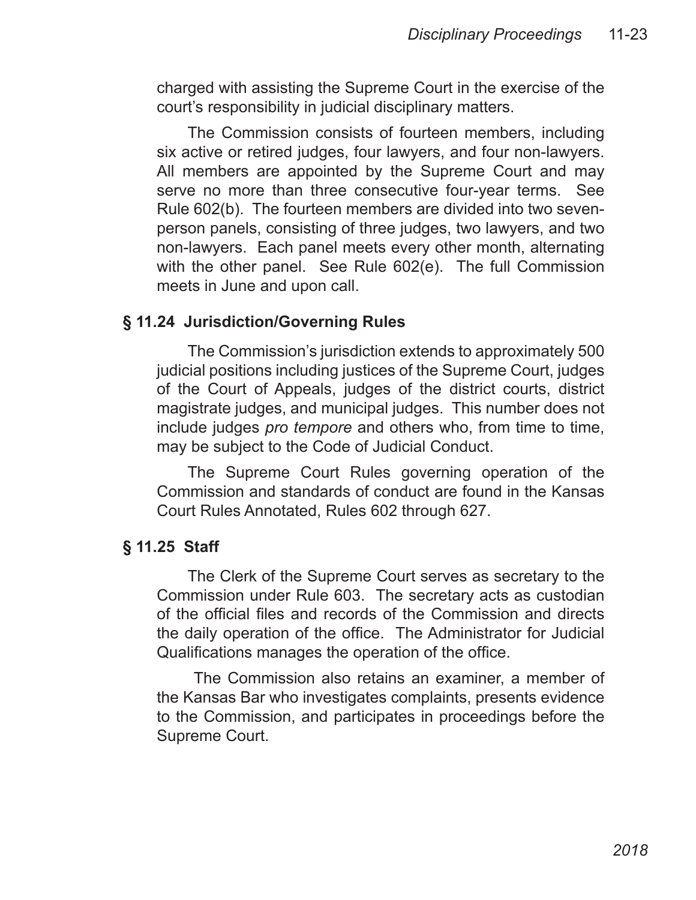charged with assisting the Supreme Court in the exercise of the court's responsibility in judicial disciplinary matters.

The Commission consists of fourteen members, including six active or retired judges, four lawyers, and four non-lawyers. All members are appointed by the Supreme Court and may serve no more than three consecutive four-year terms. See Rule 602(b). The fourteen members are divided into two seven-person panels, consisting of three judges, two lawyers, and two non-lawyers. Each panel meets every other month, alternating with the other panel. See Rule 602(e). The full Commission meets in June and upon call.

## § 11.24 Jurisdiction/Governing Rules

The Commission's jurisdiction extends to approximately 500 judicial positions including justices of the Supreme Court, judges of the Court of Appeals, judges of the district courts, district magistrate judges, and municipal judges. This number does not include judges *pro tempore* and others who, from time to time, may be subject to the Code of Judicial Conduct.

The Supreme Court Rules governing operation of the Commission and standards of conduct are found in the Kansas Court Rules Annotated, Rules 602 through 627.

## § 11.25 Staff

The Clerk of the Supreme Court serves as secretary to the Commission under Rule 603. The secretary acts as custodian of the official files and records of the Commission and directs the daily operation of the office. The Administrator for Judicial Qualifications manages the operation of the office.

The Commission also retains an examiner, a member of the Kansas Bar who investigates complaints, presents evidence to the Commission, and participates in proceedings before the Supreme Court.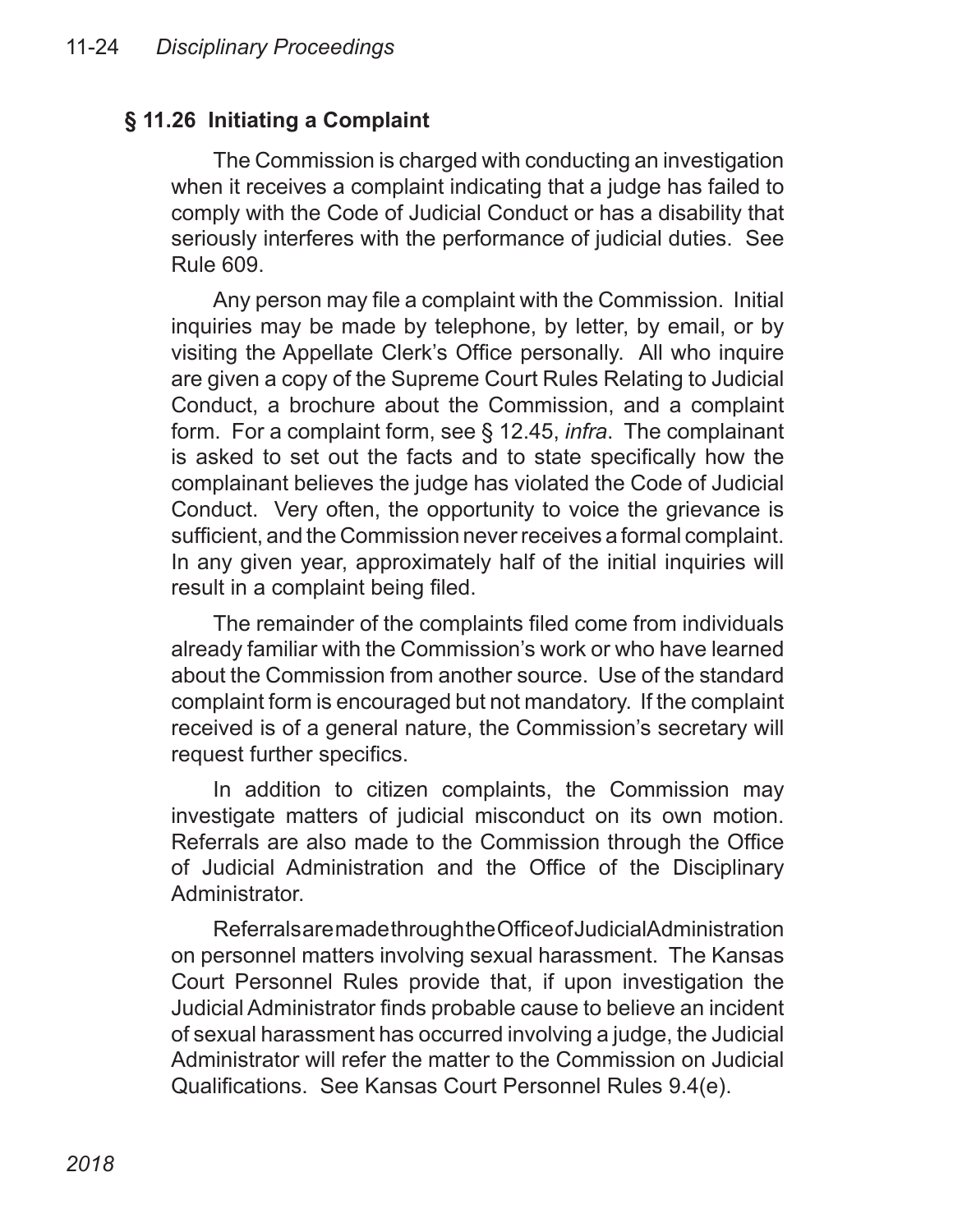## § 11.26 Initiating a Complaint

The Commission is charged with conducting an investigation when it receives a complaint indicating that a judge has failed to comply with the Code of Judicial Conduct or has a disability that seriously interferes with the performance of judicial duties. See Rule 609.

Any person may file a complaint with the Commission. Initial inquiries may be made by telephone, by letter, by email, or by visiting the Appellate Clerk's Office personally. All who inquire are given a copy of the Supreme Court Rules Relating to Judicial Conduct, a brochure about the Commission, and a complaint form. For a complaint form, see § 12.45, *infra*. The complainant is asked to set out the facts and to state specifically how the complainant believes the judge has violated the Code of Judicial Conduct. Very often, the opportunity to voice the grievance is sufficient, and the Commission never receives a formal complaint. In any given year, approximately half of the initial inquiries will result in a complaint being filed.

The remainder of the complaints filed come from individuals already familiar with the Commission's work or who have learned about the Commission from another source. Use of the standard complaint form is encouraged but not mandatory. If the complaint received is of a general nature, the Commission's secretary will request further specifics.

In addition to citizen complaints, the Commission may investigate matters of judicial misconduct on its own motion. Referrals are also made to the Commission through the Office of Judicial Administration and the Office of the Disciplinary Administrator.

Referrals are made through the Office of Judicial Administration on personnel matters involving sexual harassment. The Kansas Court Personnel Rules provide that, if upon investigation the Judicial Administrator finds probable cause to believe an incident of sexual harassment has occurred involving a judge, the Judicial Administrator will refer the matter to the Commission on Judicial Qualifications. See Kansas Court Personnel Rules 9.4(e).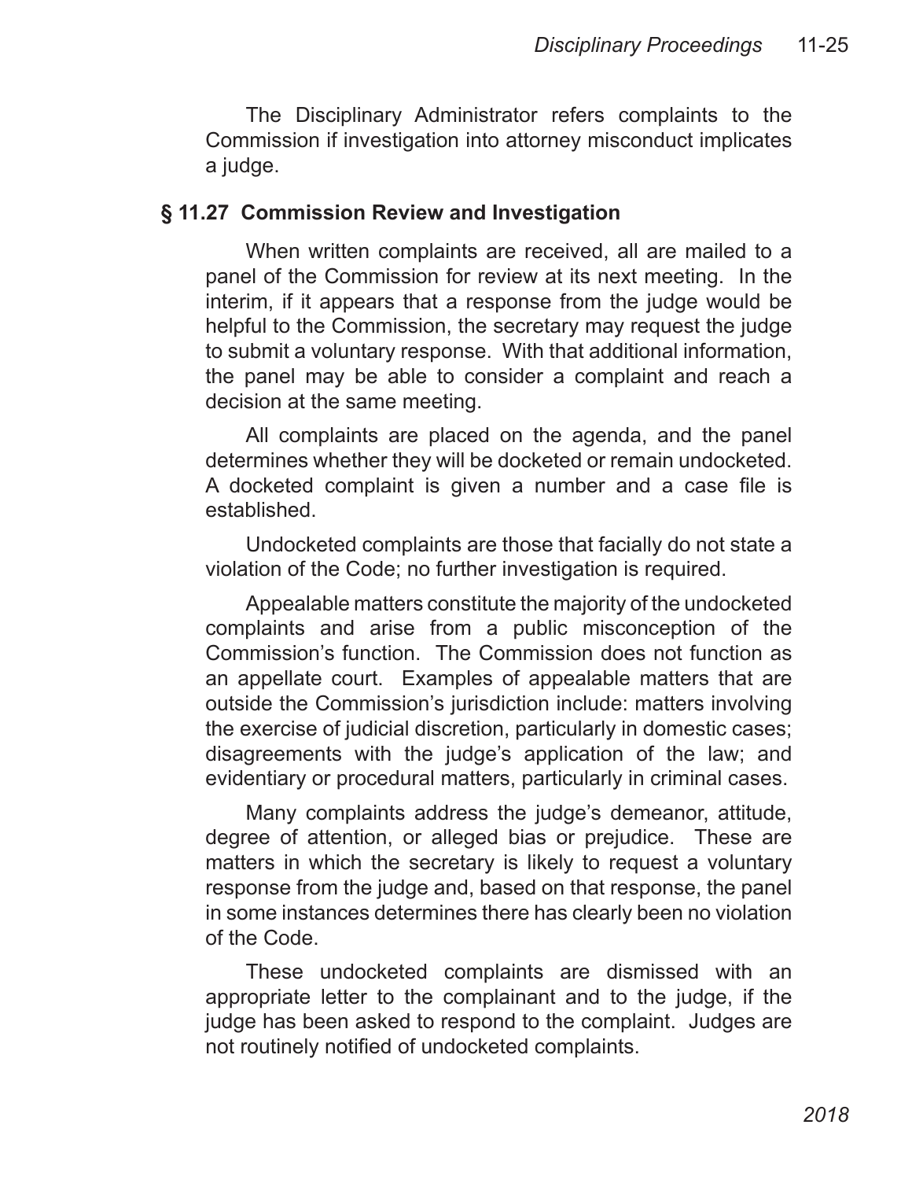The Disciplinary Administrator refers complaints to the Commission if investigation into attorney misconduct implicates a judge.

## § 11.27 Commission Review and Investigation

When written complaints are received, all are mailed to a panel of the Commission for review at its next meeting. In the interim, if it appears that a response from the judge would be helpful to the Commission, the secretary may request the judge to submit a voluntary response. With that additional information, the panel may be able to consider a complaint and reach a decision at the same meeting.

All complaints are placed on the agenda, and the panel determines whether they will be docketed or remain undocketed. A docketed complaint is given a number and a case file is established.

Undocketed complaints are those that facially do not state a violation of the Code; no further investigation is required.

Appealable matters constitute the majority of the undocketed complaints and arise from a public misconception of the Commission's function. The Commission does not function as an appellate court. Examples of appealable matters that are outside the Commission's jurisdiction include: matters involving the exercise of judicial discretion, particularly in domestic cases; disagreements with the judge's application of the law; and evidentiary or procedural matters, particularly in criminal cases.

Many complaints address the judge's demeanor, attitude, degree of attention, or alleged bias or prejudice. These are matters in which the secretary is likely to request a voluntary response from the judge and, based on that response, the panel in some instances determines there has clearly been no violation of the Code.

These undocketed complaints are dismissed with an appropriate letter to the complainant and to the judge, if the judge has been asked to respond to the complaint. Judges are not routinely notified of undocketed complaints.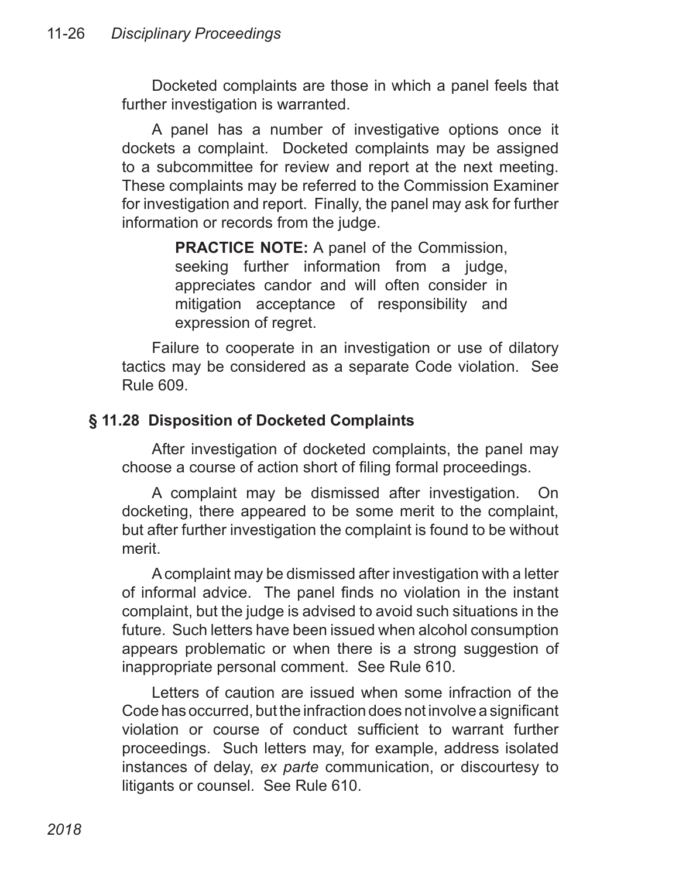Docketed complaints are those in which a panel feels that further investigation is warranted.

A panel has a number of investigative options once it dockets a complaint. Docketed complaints may be assigned to a subcommittee for review and report at the next meeting. These complaints may be referred to the Commission Examiner for investigation and report. Finally, the panel may ask for further information or records from the judge.

> **PRACTICE NOTE:** A panel of the Commission, seeking further information from a judge, appreciates candor and will often consider in mitigation acceptance of responsibility and expression of regret.

Failure to cooperate in an investigation or use of dilatory tactics may be considered as a separate Code violation. See Rule 609.

## § 11.28 Disposition of Docketed Complaints

After investigation of docketed complaints, the panel may choose a course of action short of filing formal proceedings.

A complaint may be dismissed after investigation. On docketing, there appeared to be some merit to the complaint, but after further investigation the complaint is found to be without merit.

A complaint may be dismissed after investigation with a letter of informal advice. The panel finds no violation in the instant complaint, but the judge is advised to avoid such situations in the future. Such letters have been issued when alcohol consumption appears problematic or when there is a strong suggestion of inappropriate personal comment. See Rule 610.

Letters of caution are issued when some infraction of the Code has occurred, but the infraction does not involve a significant violation or course of conduct sufficient to warrant further proceedings. Such letters may, for example, address isolated instances of delay, *ex parte* communication, or discourtesy to litigants or counsel. See Rule 610.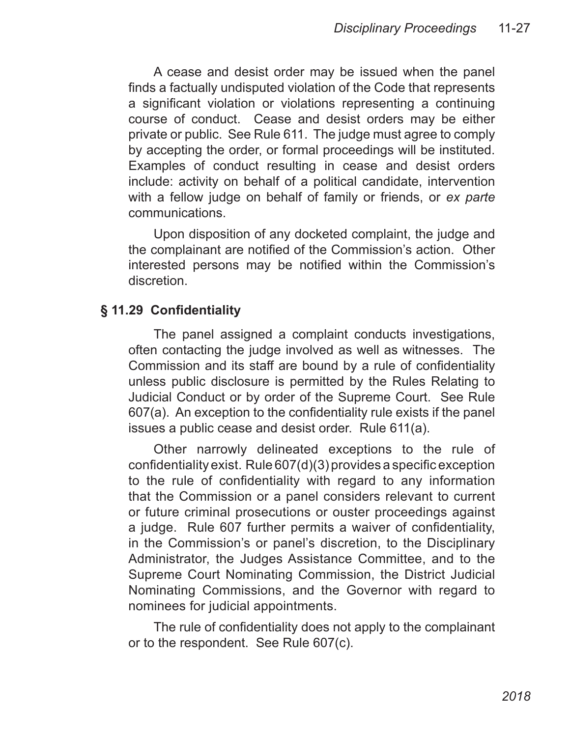A cease and desist order may be issued when the panel finds a factually undisputed violation of the Code that represents a significant violation or violations representing a continuing course of conduct. Cease and desist orders may be either private or public. See Rule 611. The judge must agree to comply by accepting the order, or formal proceedings will be instituted. Examples of conduct resulting in cease and desist orders include: activity on behalf of a political candidate, intervention with a fellow judge on behalf of family or friends, or *ex parte* communications.

Upon disposition of any docketed complaint, the judge and the complainant are notified of the Commission's action. Other interested persons may be notified within the Commission's discretion.

## § 11.29 Confidentiality

The panel assigned a complaint conducts investigations, often contacting the judge involved as well as witnesses. The Commission and its staff are bound by a rule of confidentiality unless public disclosure is permitted by the Rules Relating to Judicial Conduct or by order of the Supreme Court. See Rule 607(a). An exception to the confidentiality rule exists if the panel issues a public cease and desist order. Rule 611(a).

Other narrowly delineated exceptions to the rule of confidentiality exist. Rule 607(d)(3) provides a specific exception to the rule of confidentiality with regard to any information that the Commission or a panel considers relevant to current or future criminal prosecutions or ouster proceedings against a judge. Rule 607 further permits a waiver of confidentiality, in the Commission's or panel's discretion, to the Disciplinary Administrator, the Judges Assistance Committee, and to the Supreme Court Nominating Commission, the District Judicial Nominating Commissions, and the Governor with regard to nominees for judicial appointments.

The rule of confidentiality does not apply to the complainant or to the respondent. See Rule 607(c).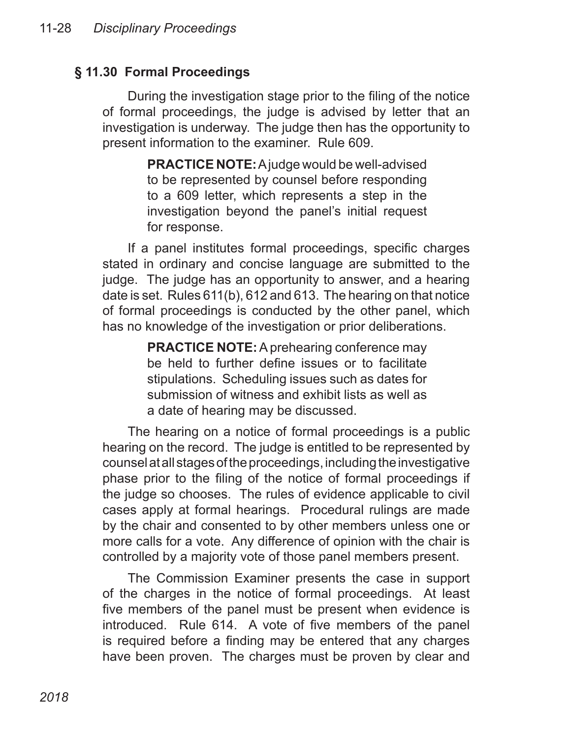## § 11.30 Formal Proceedings

During the investigation stage prior to the filing of the notice of formal proceedings, the judge is advised by letter that an investigation is underway. The judge then has the opportunity to present information to the examiner. Rule 609.

> **PRACTICE NOTE:** A judge would be well-advised to be represented by counsel before responding to a 609 letter, which represents a step in the investigation beyond the panel's initial request for response.

If a panel institutes formal proceedings, specific charges stated in ordinary and concise language are submitted to the judge. The judge has an opportunity to answer, and a hearing date is set. Rules 611(b), 612 and 613. The hearing on that notice of formal proceedings is conducted by the other panel, which has no knowledge of the investigation or prior deliberations.

> **PRACTICE NOTE:** A prehearing conference may be held to further define issues or to facilitate stipulations. Scheduling issues such as dates for submission of witness and exhibit lists as well as a date of hearing may be discussed.

The hearing on a notice of formal proceedings is a public hearing on the record. The judge is entitled to be represented by counsel at all stages of the proceedings, including the investigative phase prior to the filing of the notice of formal proceedings if the judge so chooses. The rules of evidence applicable to civil cases apply at formal hearings. Procedural rulings are made by the chair and consented to by other members unless one or more calls for a vote. Any difference of opinion with the chair is controlled by a majority vote of those panel members present.

The Commission Examiner presents the case in support of the charges in the notice of formal proceedings. At least five members of the panel must be present when evidence is introduced. Rule 614. A vote of five members of the panel is required before a finding may be entered that any charges have been proven. The charges must be proven by clear and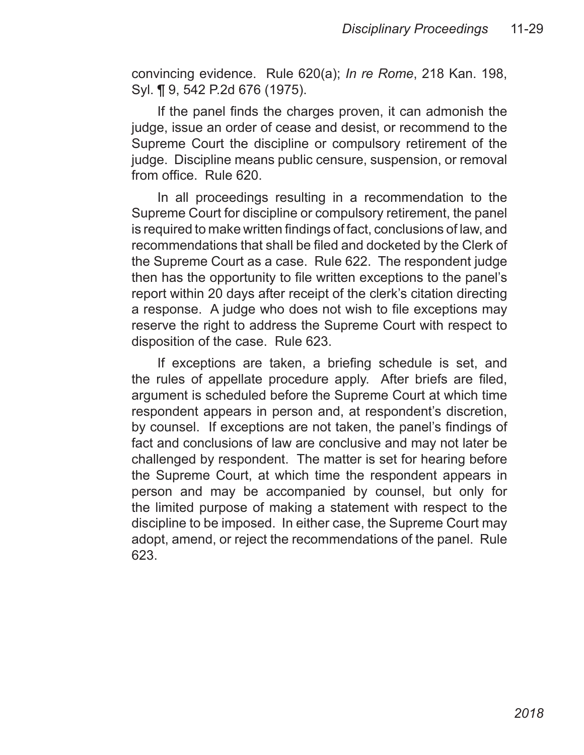convincing evidence. Rule 620(a); *In re Rome*, 218 Kan. 198, Syl. ¶ 9, 542 P.2d 676 (1975).

If the panel finds the charges proven, it can admonish the judge, issue an order of cease and desist, or recommend to the Supreme Court the discipline or compulsory retirement of the judge. Discipline means public censure, suspension, or removal from office. Rule 620.

In all proceedings resulting in a recommendation to the Supreme Court for discipline or compulsory retirement, the panel is required to make written findings of fact, conclusions of law, and recommendations that shall be filed and docketed by the Clerk of the Supreme Court as a case. Rule 622. The respondent judge then has the opportunity to file written exceptions to the panel's report within 20 days after receipt of the clerk's citation directing a response. A judge who does not wish to file exceptions may reserve the right to address the Supreme Court with respect to disposition of the case. Rule 623.

If exceptions are taken, a briefing schedule is set, and the rules of appellate procedure apply. After briefs are filed, argument is scheduled before the Supreme Court at which time respondent appears in person and, at respondent's discretion, by counsel. If exceptions are not taken, the panel's findings of fact and conclusions of law are conclusive and may not later be challenged by respondent. The matter is set for hearing before the Supreme Court, at which time the respondent appears in person and may be accompanied by counsel, but only for the limited purpose of making a statement with respect to the discipline to be imposed. In either case, the Supreme Court may adopt, amend, or reject the recommendations of the panel. Rule 623.